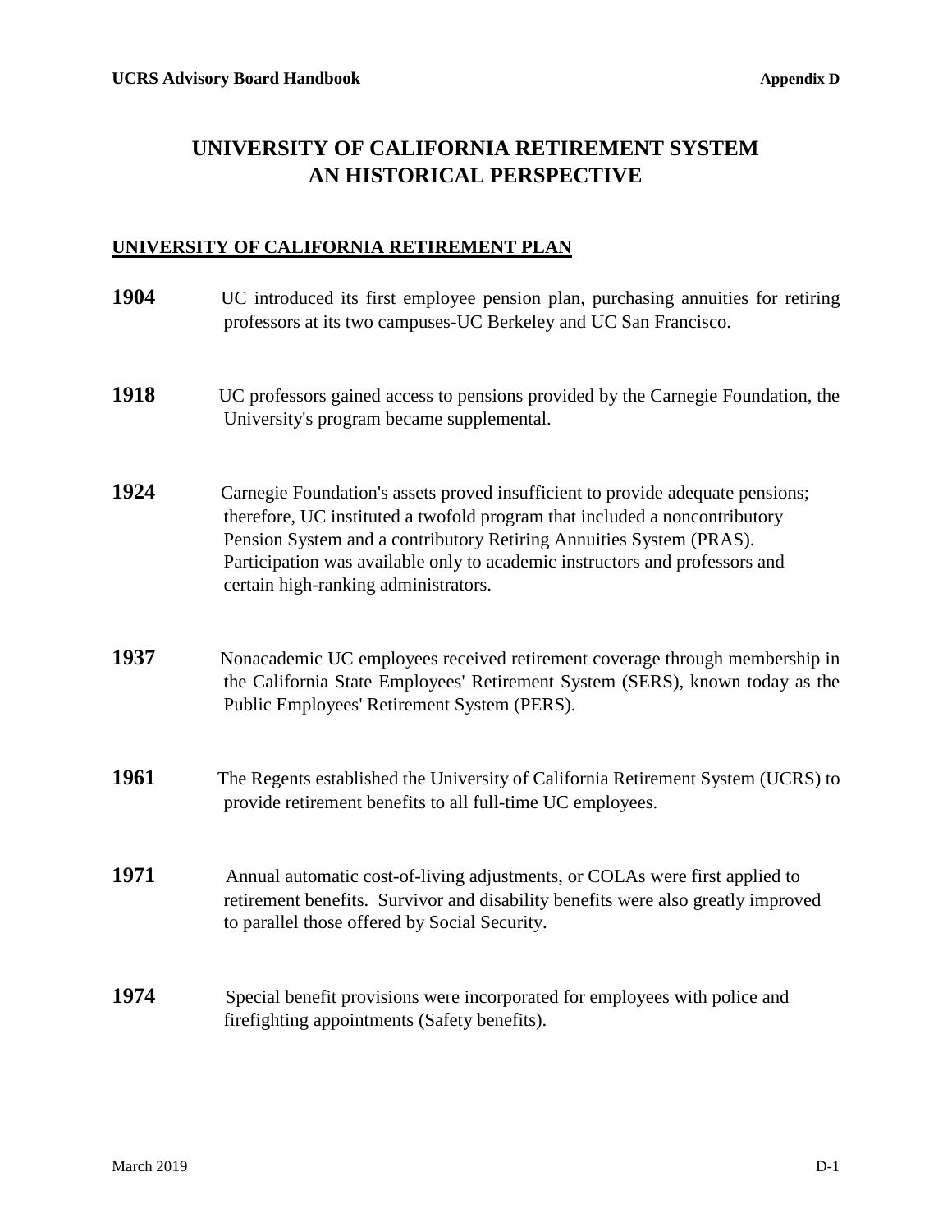# UNIVERSITY OF CALIFORNIA RETIREMENT SYSTEM
# AN HISTORICAL PERSPECTIVE

## UNIVERSITY OF CALIFORNIA RETIREMENT PLAN

**1904** UC introduced its first employee pension plan, purchasing annuities for retiring professors at its two campuses-UC Berkeley and UC San Francisco.

**1918** UC professors gained access to pensions provided by the Carnegie Foundation, the University's program became supplemental.

**1924** Carnegie Foundation's assets proved insufficient to provide adequate pensions; therefore, UC instituted a twofold program that included a noncontributory Pension System and a contributory Retiring Annuities System (PRAS). Participation was available only to academic instructors and professors and certain high-ranking administrators.

**1937** Nonacademic UC employees received retirement coverage through membership in the California State Employees' Retirement System (SERS), known today as the Public Employees' Retirement System (PERS).

**1961** The Regents established the University of California Retirement System (UCRS) to provide retirement benefits to all full-time UC employees.

**1971** Annual automatic cost-of-living adjustments, or COLAs were first applied to retirement benefits. Survivor and disability benefits were also greatly improved to parallel those offered by Social Security.

**1974** Special benefit provisions were incorporated for employees with police and firefighting appointments (Safety benefits).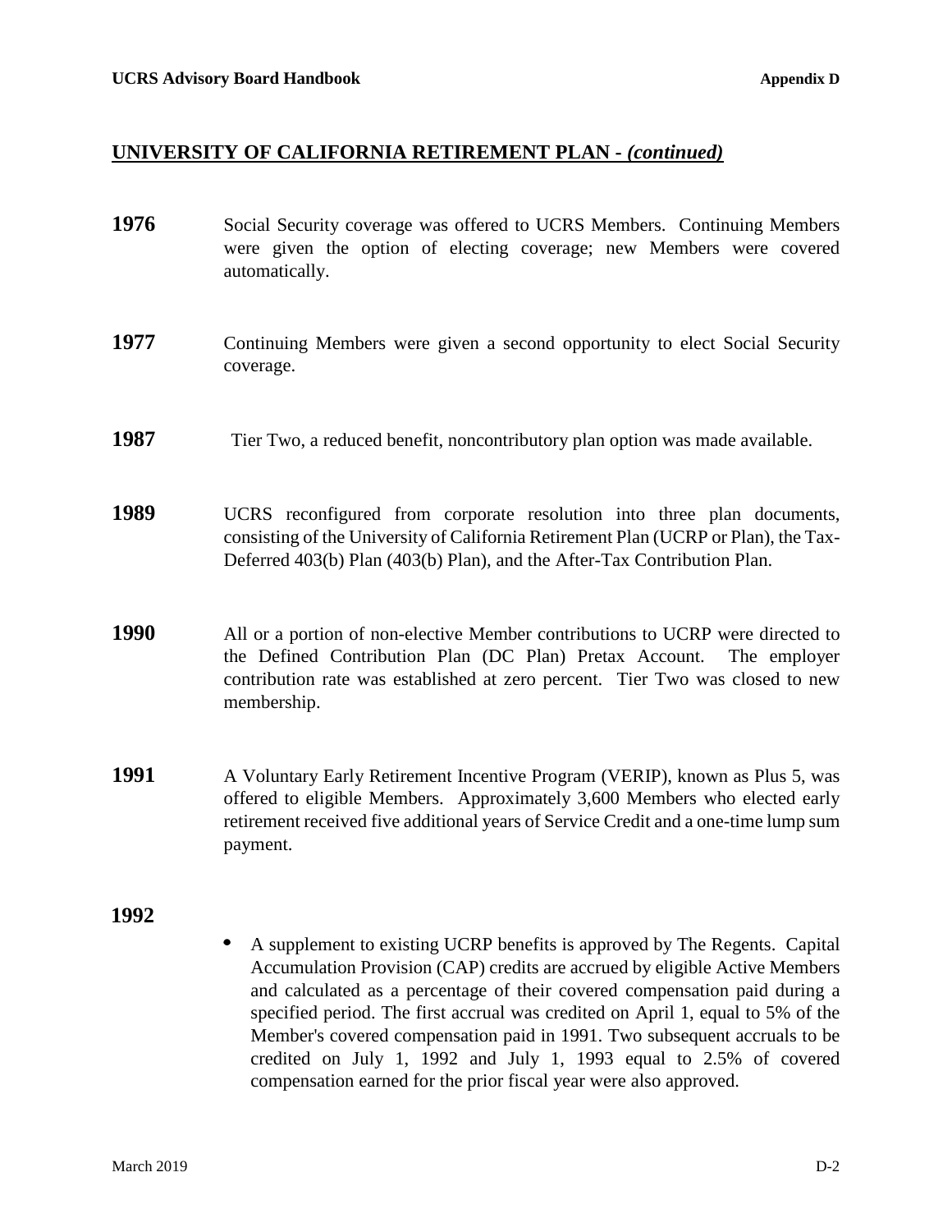## UNIVERSITY OF CALIFORNIA RETIREMENT PLAN - *(continued)*

**1976** Social Security coverage was offered to UCRS Members. Continuing Members were given the option of electing coverage; new Members were covered automatically.

**1977** Continuing Members were given a second opportunity to elect Social Security coverage.

**1987** Tier Two, a reduced benefit, noncontributory plan option was made available.

**1989** UCRS reconfigured from corporate resolution into three plan documents, consisting of the University of California Retirement Plan (UCRP or Plan), the Tax-Deferred 403(b) Plan (403(b) Plan), and the After-Tax Contribution Plan.

**1990** All or a portion of non-elective Member contributions to UCRP were directed to the Defined Contribution Plan (DC Plan) Pretax Account. The employer contribution rate was established at zero percent. Tier Two was closed to new membership.

**1991** A Voluntary Early Retirement Incentive Program (VERIP), known as Plus 5, was offered to eligible Members. Approximately 3,600 Members who elected early retirement received five additional years of Service Credit and a one-time lump sum payment.

**1992**

- A supplement to existing UCRP benefits is approved by The Regents. Capital Accumulation Provision (CAP) credits are accrued by eligible Active Members and calculated as a percentage of their covered compensation paid during a specified period. The first accrual was credited on April 1, equal to 5% of the Member's covered compensation paid in 1991. Two subsequent accruals to be credited on July 1, 1992 and July 1, 1993 equal to 2.5% of covered compensation earned for the prior fiscal year were also approved.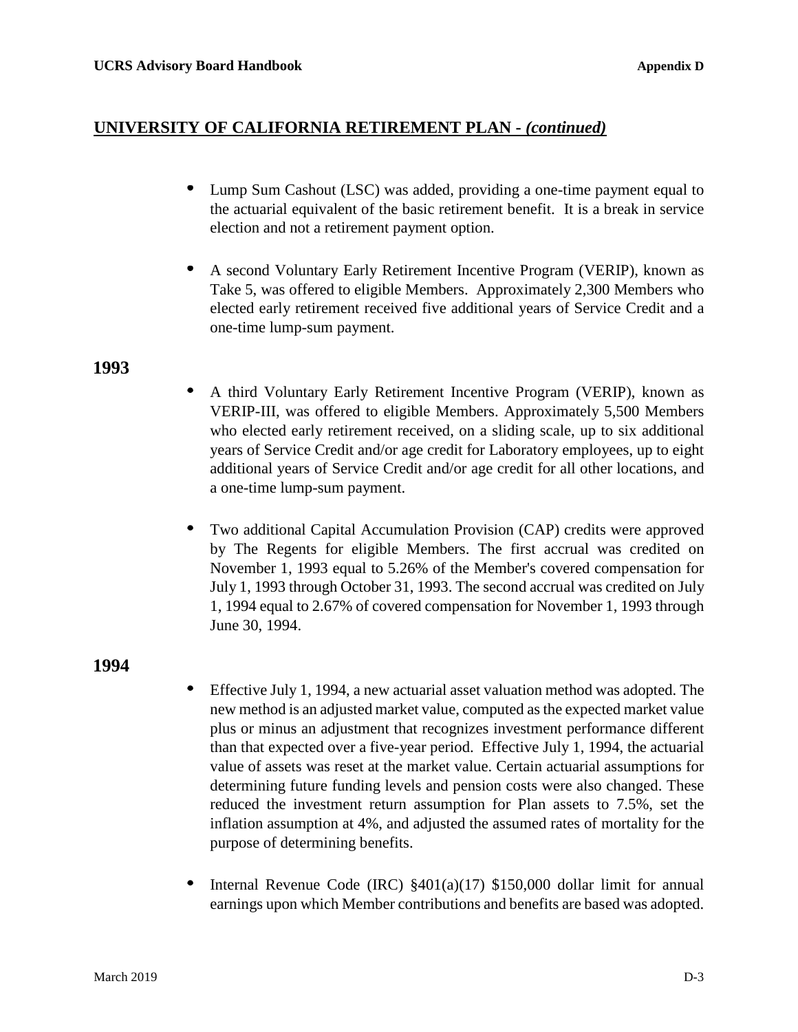## UNIVERSITY OF CALIFORNIA RETIREMENT PLAN - *(continued)*

- Lump Sum Cashout (LSC) was added, providing a one-time payment equal to the actuarial equivalent of the basic retirement benefit. It is a break in service election and not a retirement payment option.

- A second Voluntary Early Retirement Incentive Program (VERIP), known as Take 5, was offered to eligible Members. Approximately 2,300 Members who elected early retirement received five additional years of Service Credit and a one-time lump-sum payment.

### 1993

- A third Voluntary Early Retirement Incentive Program (VERIP), known as VERIP-III, was offered to eligible Members. Approximately 5,500 Members who elected early retirement received, on a sliding scale, up to six additional years of Service Credit and/or age credit for Laboratory employees, up to eight additional years of Service Credit and/or age credit for all other locations, and a one-time lump-sum payment.

- Two additional Capital Accumulation Provision (CAP) credits were approved by The Regents for eligible Members. The first accrual was credited on November 1, 1993 equal to 5.26% of the Member's covered compensation for July 1, 1993 through October 31, 1993. The second accrual was credited on July 1, 1994 equal to 2.67% of covered compensation for November 1, 1993 through June 30, 1994.

### 1994

- Effective July 1, 1994, a new actuarial asset valuation method was adopted. The new method is an adjusted market value, computed as the expected market value plus or minus an adjustment that recognizes investment performance different than that expected over a five-year period. Effective July 1, 1994, the actuarial value of assets was reset at the market value. Certain actuarial assumptions for determining future funding levels and pension costs were also changed. These reduced the investment return assumption for Plan assets to 7.5%, set the inflation assumption at 4%, and adjusted the assumed rates of mortality for the purpose of determining benefits.

- Internal Revenue Code (IRC) §401(a)(17) $150,000 dollar limit for annual earnings upon which Member contributions and benefits are based was adopted.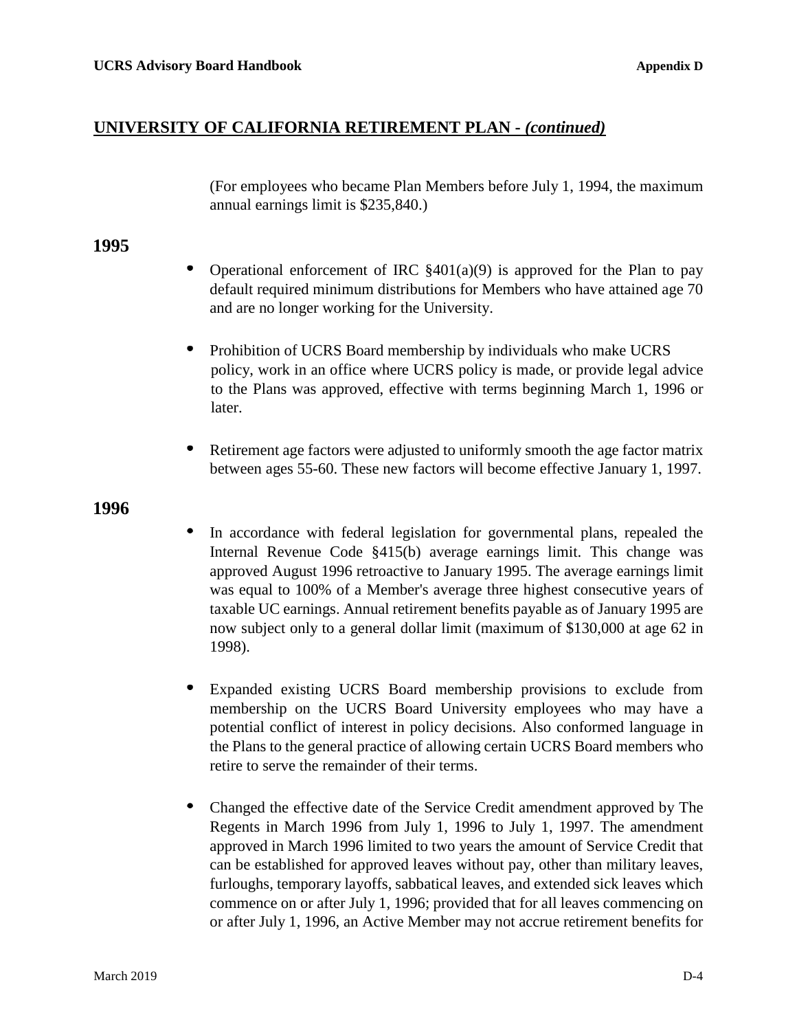## UNIVERSITY OF CALIFORNIA RETIREMENT PLAN - *(continued)*

(For employees who became Plan Members before July 1, 1994, the maximum annual earnings limit is $235,840.)

**1995**

- Operational enforcement of IRC §401(a)(9) is approved for the Plan to pay default required minimum distributions for Members who have attained age 70 and are no longer working for the University.
- Prohibition of UCRS Board membership by individuals who make UCRS policy, work in an office where UCRS policy is made, or provide legal advice to the Plans was approved, effective with terms beginning March 1, 1996 or later.
- Retirement age factors were adjusted to uniformly smooth the age factor matrix between ages 55-60. These new factors will become effective January 1, 1997.

**1996**

- In accordance with federal legislation for governmental plans, repealed the Internal Revenue Code §415(b) average earnings limit. This change was approved August 1996 retroactive to January 1995. The average earnings limit was equal to 100% of a Member's average three highest consecutive years of taxable UC earnings. Annual retirement benefits payable as of January 1995 are now subject only to a general dollar limit (maximum of $130,000 at age 62 in 1998).
- Expanded existing UCRS Board membership provisions to exclude from membership on the UCRS Board University employees who may have a potential conflict of interest in policy decisions. Also conformed language in the Plans to the general practice of allowing certain UCRS Board members who retire to serve the remainder of their terms.
- Changed the effective date of the Service Credit amendment approved by The Regents in March 1996 from July 1, 1996 to July 1, 1997. The amendment approved in March 1996 limited to two years the amount of Service Credit that can be established for approved leaves without pay, other than military leaves, furloughs, temporary layoffs, sabbatical leaves, and extended sick leaves which commence on or after July 1, 1996; provided that for all leaves commencing on or after July 1, 1996, an Active Member may not accrue retirement benefits for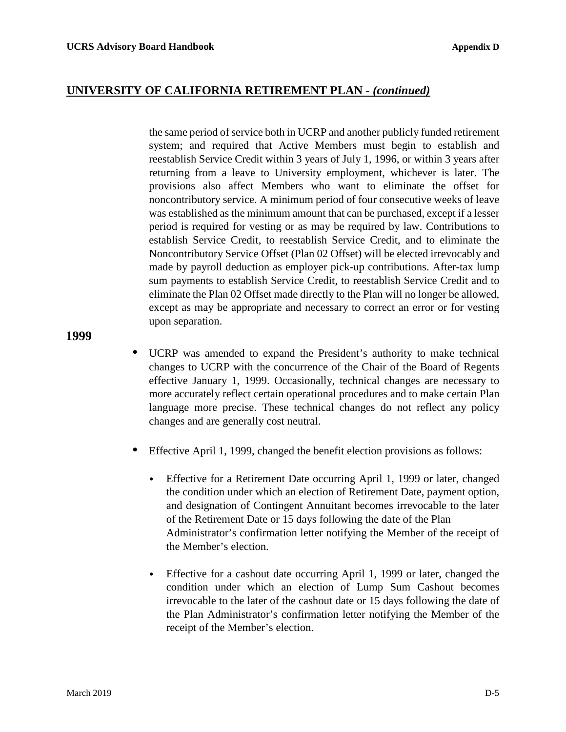## UNIVERSITY OF CALIFORNIA RETIREMENT PLAN - *(continued)*

the same period of service both in UCRP and another publicly funded retirement system; and required that Active Members must begin to establish and reestablish Service Credit within 3 years of July 1, 1996, or within 3 years after returning from a leave to University employment, whichever is later. The provisions also affect Members who want to eliminate the offset for noncontributory service. A minimum period of four consecutive weeks of leave was established as the minimum amount that can be purchased, except if a lesser period is required for vesting or as may be required by law. Contributions to establish Service Credit, to reestablish Service Credit, and to eliminate the Noncontributory Service Offset (Plan 02 Offset) will be elected irrevocably and made by payroll deduction as employer pick-up contributions. After-tax lump sum payments to establish Service Credit, to reestablish Service Credit and to eliminate the Plan 02 Offset made directly to the Plan will no longer be allowed, except as may be appropriate and necessary to correct an error or for vesting upon separation.

**1999**

- UCRP was amended to expand the President's authority to make technical changes to UCRP with the concurrence of the Chair of the Board of Regents effective January 1, 1999. Occasionally, technical changes are necessary to more accurately reflect certain operational procedures and to make certain Plan language more precise. These technical changes do not reflect any policy changes and are generally cost neutral.

- Effective April 1, 1999, changed the benefit election provisions as follows:

  - Effective for a Retirement Date occurring April 1, 1999 or later, changed the condition under which an election of Retirement Date, payment option, and designation of Contingent Annuitant becomes irrevocable to the later of the Retirement Date or 15 days following the date of the Plan Administrator's confirmation letter notifying the Member of the receipt of the Member's election.

  - Effective for a cashout date occurring April 1, 1999 or later, changed the condition under which an election of Lump Sum Cashout becomes irrevocable to the later of the cashout date or 15 days following the date of the Plan Administrator's confirmation letter notifying the Member of the receipt of the Member's election.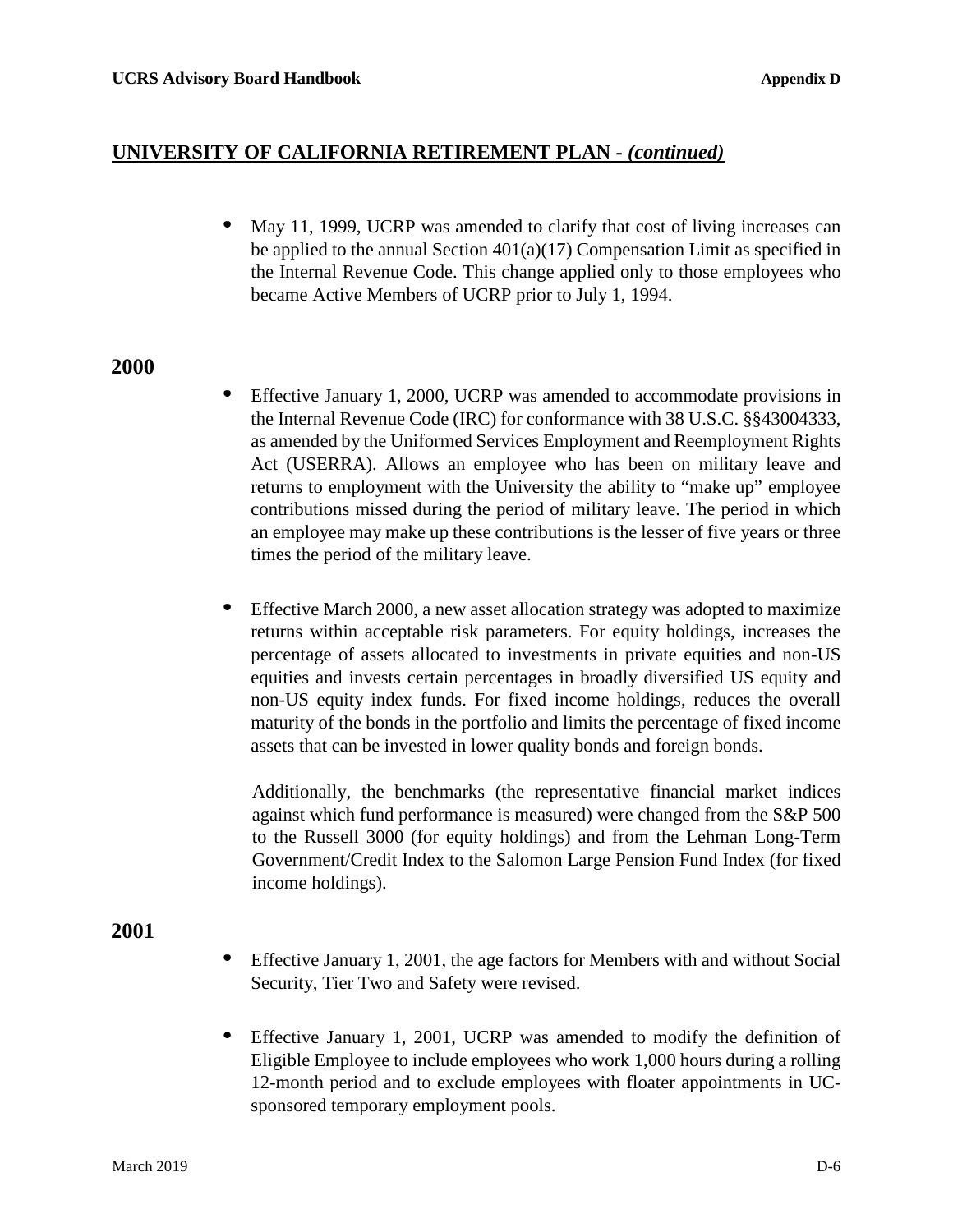## UNIVERSITY OF CALIFORNIA RETIREMENT PLAN - *(continued)*

- May 11, 1999, UCRP was amended to clarify that cost of living increases can be applied to the annual Section 401(a)(17) Compensation Limit as specified in the Internal Revenue Code. This change applied only to those employees who became Active Members of UCRP prior to July 1, 1994.

### 2000

- Effective January 1, 2000, UCRP was amended to accommodate provisions in the Internal Revenue Code (IRC) for conformance with 38 U.S.C. §§43004333, as amended by the Uniformed Services Employment and Reemployment Rights Act (USERRA). Allows an employee who has been on military leave and returns to employment with the University the ability to "make up" employee contributions missed during the period of military leave. The period in which an employee may make up these contributions is the lesser of five years or three times the period of the military leave.

- Effective March 2000, a new asset allocation strategy was adopted to maximize returns within acceptable risk parameters. For equity holdings, increases the percentage of assets allocated to investments in private equities and non-US equities and invests certain percentages in broadly diversified US equity and non-US equity index funds. For fixed income holdings, reduces the overall maturity of the bonds in the portfolio and limits the percentage of fixed income assets that can be invested in lower quality bonds and foreign bonds.

  Additionally, the benchmarks (the representative financial market indices against which fund performance is measured) were changed from the S&P 500 to the Russell 3000 (for equity holdings) and from the Lehman Long-Term Government/Credit Index to the Salomon Large Pension Fund Index (for fixed income holdings).

### 2001

- Effective January 1, 2001, the age factors for Members with and without Social Security, Tier Two and Safety were revised.

- Effective January 1, 2001, UCRP was amended to modify the definition of Eligible Employee to include employees who work 1,000 hours during a rolling 12-month period and to exclude employees with floater appointments in UC-sponsored temporary employment pools.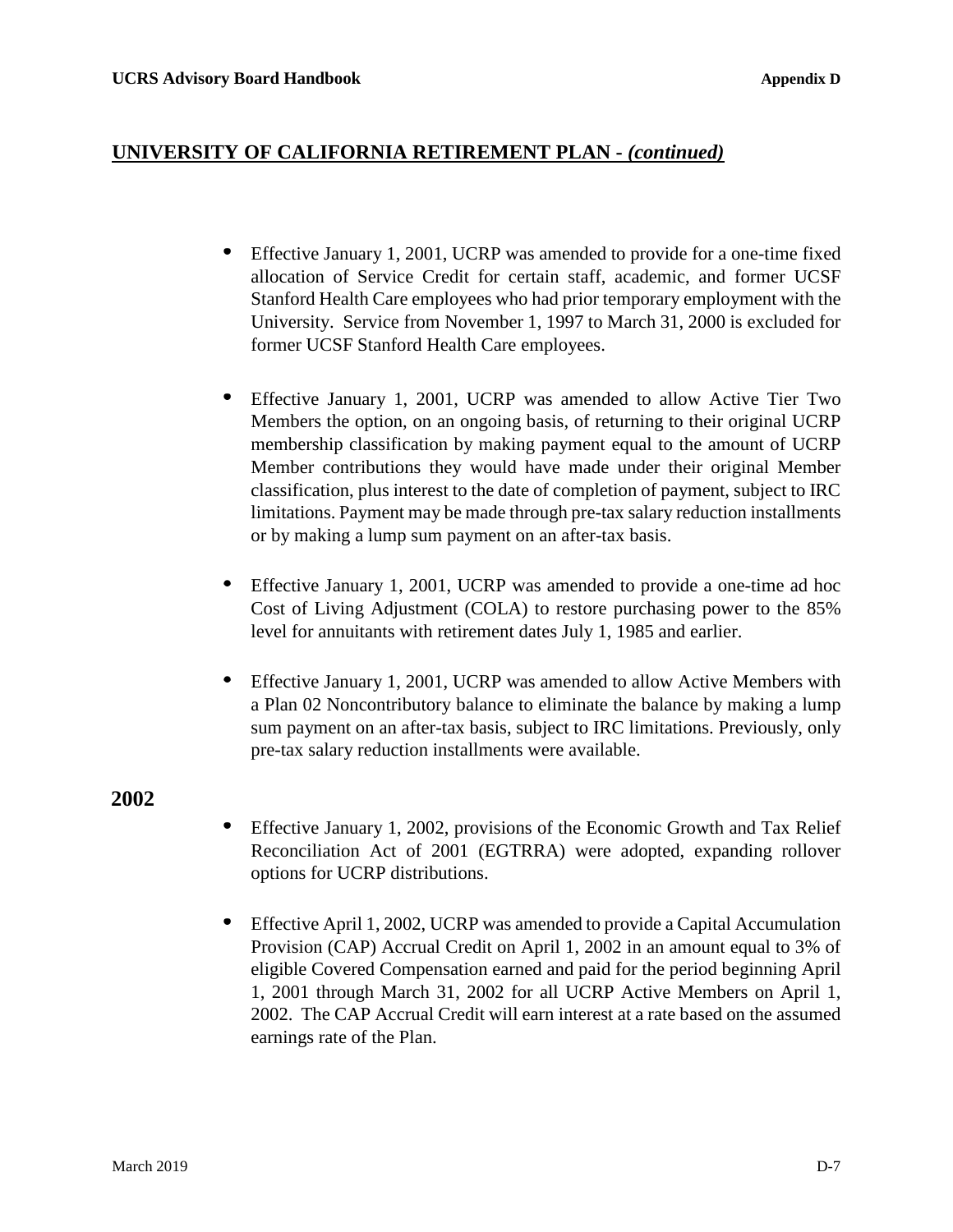## UNIVERSITY OF CALIFORNIA RETIREMENT PLAN - *(continued)*

- Effective January 1, 2001, UCRP was amended to provide for a one-time fixed allocation of Service Credit for certain staff, academic, and former UCSF Stanford Health Care employees who had prior temporary employment with the University. Service from November 1, 1997 to March 31, 2000 is excluded for former UCSF Stanford Health Care employees.

- Effective January 1, 2001, UCRP was amended to allow Active Tier Two Members the option, on an ongoing basis, of returning to their original UCRP membership classification by making payment equal to the amount of UCRP Member contributions they would have made under their original Member classification, plus interest to the date of completion of payment, subject to IRC limitations. Payment may be made through pre-tax salary reduction installments or by making a lump sum payment on an after-tax basis.

- Effective January 1, 2001, UCRP was amended to provide a one-time ad hoc Cost of Living Adjustment (COLA) to restore purchasing power to the 85% level for annuitants with retirement dates July 1, 1985 and earlier.

- Effective January 1, 2001, UCRP was amended to allow Active Members with a Plan 02 Noncontributory balance to eliminate the balance by making a lump sum payment on an after-tax basis, subject to IRC limitations. Previously, only pre-tax salary reduction installments were available.

### 2002

- Effective January 1, 2002, provisions of the Economic Growth and Tax Relief Reconciliation Act of 2001 (EGTRRA) were adopted, expanding rollover options for UCRP distributions.

- Effective April 1, 2002, UCRP was amended to provide a Capital Accumulation Provision (CAP) Accrual Credit on April 1, 2002 in an amount equal to 3% of eligible Covered Compensation earned and paid for the period beginning April 1, 2001 through March 31, 2002 for all UCRP Active Members on April 1, 2002. The CAP Accrual Credit will earn interest at a rate based on the assumed earnings rate of the Plan.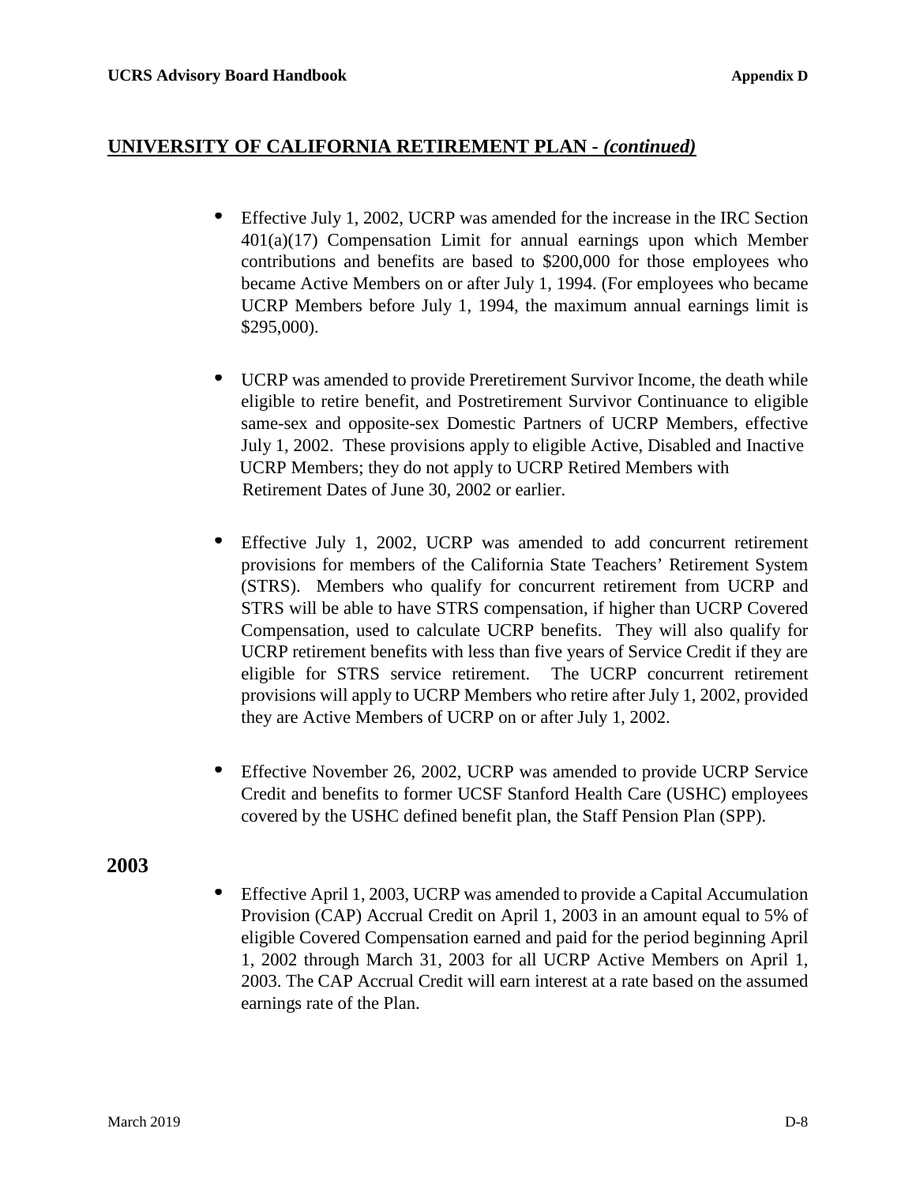## UNIVERSITY OF CALIFORNIA RETIREMENT PLAN - *(continued)*

- Effective July 1, 2002, UCRP was amended for the increase in the IRC Section 401(a)(17) Compensation Limit for annual earnings upon which Member contributions and benefits are based to $200,000 for those employees who became Active Members on or after July 1, 1994. (For employees who became UCRP Members before July 1, 1994, the maximum annual earnings limit is $295,000).

- UCRP was amended to provide Preretirement Survivor Income, the death while eligible to retire benefit, and Postretirement Survivor Continuance to eligible same-sex and opposite-sex Domestic Partners of UCRP Members, effective July 1, 2002. These provisions apply to eligible Active, Disabled and Inactive UCRP Members; they do not apply to UCRP Retired Members with Retirement Dates of June 30, 2002 or earlier.

- Effective July 1, 2002, UCRP was amended to add concurrent retirement provisions for members of the California State Teachers' Retirement System (STRS). Members who qualify for concurrent retirement from UCRP and STRS will be able to have STRS compensation, if higher than UCRP Covered Compensation, used to calculate UCRP benefits. They will also qualify for UCRP retirement benefits with less than five years of Service Credit if they are eligible for STRS service retirement. The UCRP concurrent retirement provisions will apply to UCRP Members who retire after July 1, 2002, provided they are Active Members of UCRP on or after July 1, 2002.

- Effective November 26, 2002, UCRP was amended to provide UCRP Service Credit and benefits to former UCSF Stanford Health Care (USHC) employees covered by the USHC defined benefit plan, the Staff Pension Plan (SPP).

### 2003

- Effective April 1, 2003, UCRP was amended to provide a Capital Accumulation Provision (CAP) Accrual Credit on April 1, 2003 in an amount equal to 5% of eligible Covered Compensation earned and paid for the period beginning April 1, 2002 through March 31, 2003 for all UCRP Active Members on April 1, 2003. The CAP Accrual Credit will earn interest at a rate based on the assumed earnings rate of the Plan.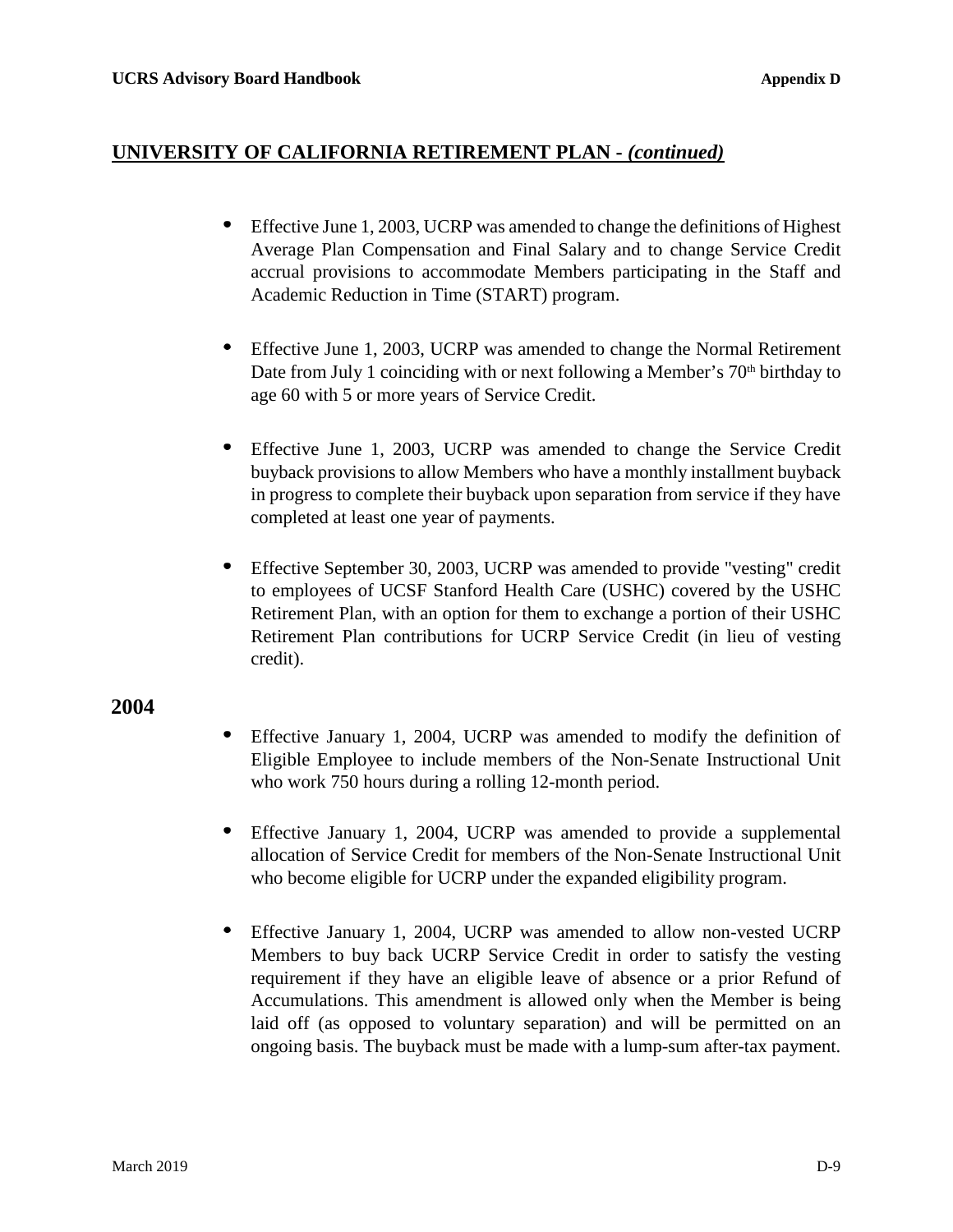## UNIVERSITY OF CALIFORNIA RETIREMENT PLAN - *(continued)*

- Effective June 1, 2003, UCRP was amended to change the definitions of Highest Average Plan Compensation and Final Salary and to change Service Credit accrual provisions to accommodate Members participating in the Staff and Academic Reduction in Time (START) program.

- Effective June 1, 2003, UCRP was amended to change the Normal Retirement Date from July 1 coinciding with or next following a Member's 70th birthday to age 60 with 5 or more years of Service Credit.

- Effective June 1, 2003, UCRP was amended to change the Service Credit buyback provisions to allow Members who have a monthly installment buyback in progress to complete their buyback upon separation from service if they have completed at least one year of payments.

- Effective September 30, 2003, UCRP was amended to provide "vesting" credit to employees of UCSF Stanford Health Care (USHC) covered by the USHC Retirement Plan, with an option for them to exchange a portion of their USHC Retirement Plan contributions for UCRP Service Credit (in lieu of vesting credit).

### 2004

- Effective January 1, 2004, UCRP was amended to modify the definition of Eligible Employee to include members of the Non-Senate Instructional Unit who work 750 hours during a rolling 12-month period.

- Effective January 1, 2004, UCRP was amended to provide a supplemental allocation of Service Credit for members of the Non-Senate Instructional Unit who become eligible for UCRP under the expanded eligibility program.

- Effective January 1, 2004, UCRP was amended to allow non-vested UCRP Members to buy back UCRP Service Credit in order to satisfy the vesting requirement if they have an eligible leave of absence or a prior Refund of Accumulations. This amendment is allowed only when the Member is being laid off (as opposed to voluntary separation) and will be permitted on an ongoing basis. The buyback must be made with a lump-sum after-tax payment.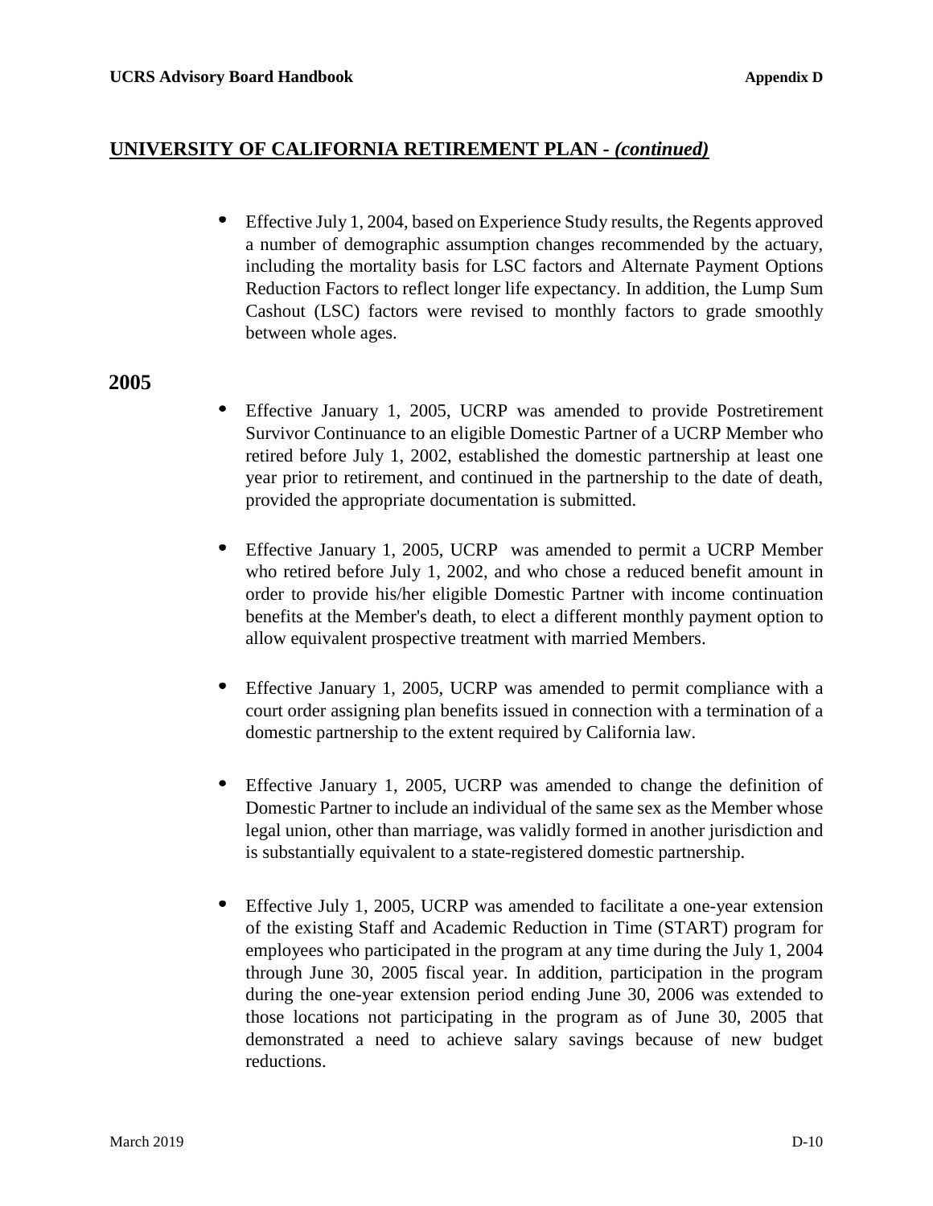## UNIVERSITY OF CALIFORNIA RETIREMENT PLAN - *(continued)*

- Effective July 1, 2004, based on Experience Study results, the Regents approved a number of demographic assumption changes recommended by the actuary, including the mortality basis for LSC factors and Alternate Payment Options Reduction Factors to reflect longer life expectancy. In addition, the Lump Sum Cashout (LSC) factors were revised to monthly factors to grade smoothly between whole ages.

### 2005

- Effective January 1, 2005, UCRP was amended to provide Postretirement Survivor Continuance to an eligible Domestic Partner of a UCRP Member who retired before July 1, 2002, established the domestic partnership at least one year prior to retirement, and continued in the partnership to the date of death, provided the appropriate documentation is submitted.

- Effective January 1, 2005, UCRP was amended to permit a UCRP Member who retired before July 1, 2002, and who chose a reduced benefit amount in order to provide his/her eligible Domestic Partner with income continuation benefits at the Member's death, to elect a different monthly payment option to allow equivalent prospective treatment with married Members.

- Effective January 1, 2005, UCRP was amended to permit compliance with a court order assigning plan benefits issued in connection with a termination of a domestic partnership to the extent required by California law.

- Effective January 1, 2005, UCRP was amended to change the definition of Domestic Partner to include an individual of the same sex as the Member whose legal union, other than marriage, was validly formed in another jurisdiction and is substantially equivalent to a state-registered domestic partnership.

- Effective July 1, 2005, UCRP was amended to facilitate a one-year extension of the existing Staff and Academic Reduction in Time (START) program for employees who participated in the program at any time during the July 1, 2004 through June 30, 2005 fiscal year. In addition, participation in the program during the one-year extension period ending June 30, 2006 was extended to those locations not participating in the program as of June 30, 2005 that demonstrated a need to achieve salary savings because of new budget reductions.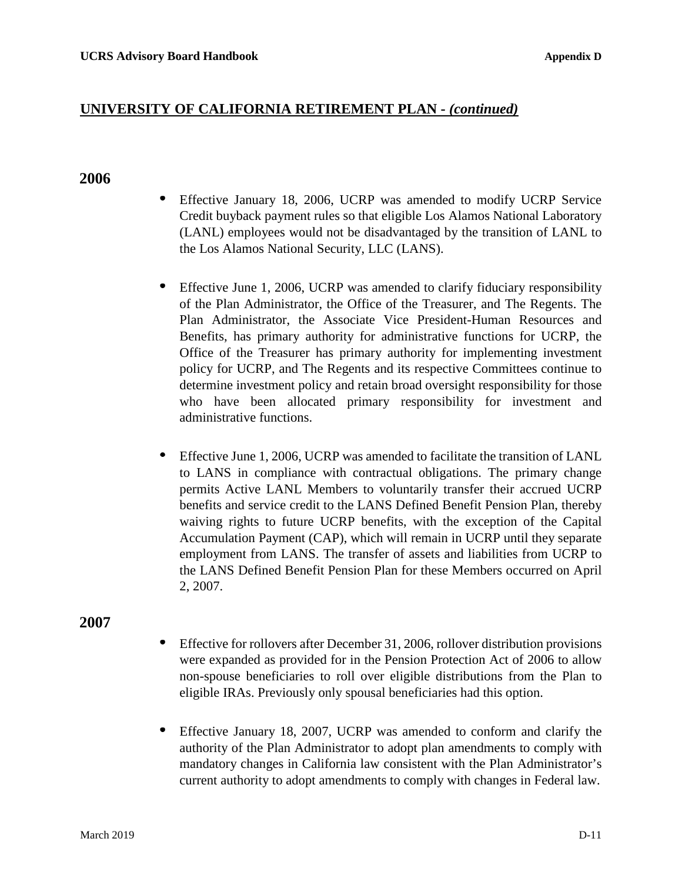## UNIVERSITY OF CALIFORNIA RETIREMENT PLAN - *(continued)*

### 2006

- Effective January 18, 2006, UCRP was amended to modify UCRP Service Credit buyback payment rules so that eligible Los Alamos National Laboratory (LANL) employees would not be disadvantaged by the transition of LANL to the Los Alamos National Security, LLC (LANS).

- Effective June 1, 2006, UCRP was amended to clarify fiduciary responsibility of the Plan Administrator, the Office of the Treasurer, and The Regents. The Plan Administrator, the Associate Vice President-Human Resources and Benefits, has primary authority for administrative functions for UCRP, the Office of the Treasurer has primary authority for implementing investment policy for UCRP, and The Regents and its respective Committees continue to determine investment policy and retain broad oversight responsibility for those who have been allocated primary responsibility for investment and administrative functions.

- Effective June 1, 2006, UCRP was amended to facilitate the transition of LANL to LANS in compliance with contractual obligations. The primary change permits Active LANL Members to voluntarily transfer their accrued UCRP benefits and service credit to the LANS Defined Benefit Pension Plan, thereby waiving rights to future UCRP benefits, with the exception of the Capital Accumulation Payment (CAP), which will remain in UCRP until they separate employment from LANS. The transfer of assets and liabilities from UCRP to the LANS Defined Benefit Pension Plan for these Members occurred on April 2, 2007.

### 2007

- Effective for rollovers after December 31, 2006, rollover distribution provisions were expanded as provided for in the Pension Protection Act of 2006 to allow non-spouse beneficiaries to roll over eligible distributions from the Plan to eligible IRAs. Previously only spousal beneficiaries had this option.

- Effective January 18, 2007, UCRP was amended to conform and clarify the authority of the Plan Administrator to adopt plan amendments to comply with mandatory changes in California law consistent with the Plan Administrator's current authority to adopt amendments to comply with changes in Federal law.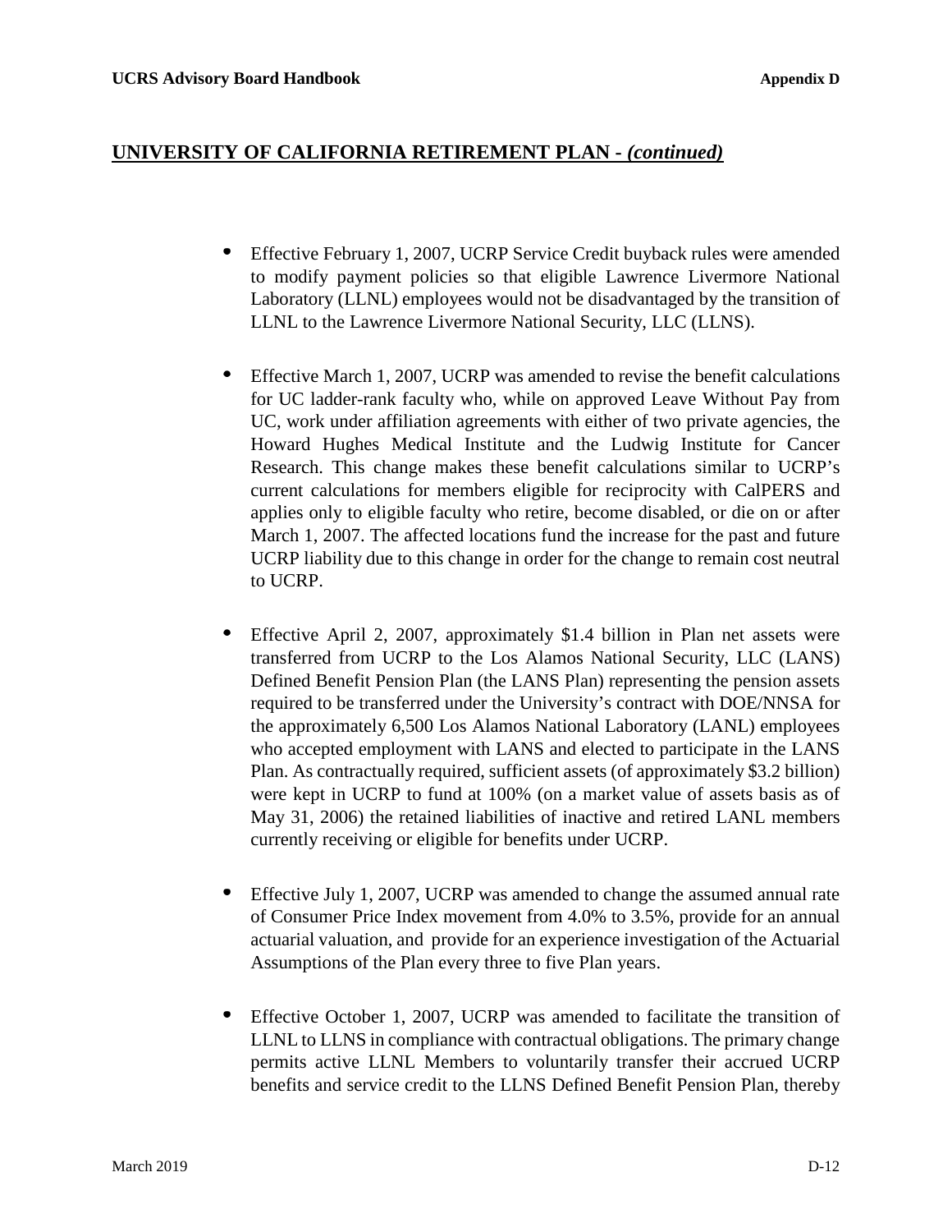## UNIVERSITY OF CALIFORNIA RETIREMENT PLAN - *(continued)*

- Effective February 1, 2007, UCRP Service Credit buyback rules were amended to modify payment policies so that eligible Lawrence Livermore National Laboratory (LLNL) employees would not be disadvantaged by the transition of LLNL to the Lawrence Livermore National Security, LLC (LLNS).

- Effective March 1, 2007, UCRP was amended to revise the benefit calculations for UC ladder-rank faculty who, while on approved Leave Without Pay from UC, work under affiliation agreements with either of two private agencies, the Howard Hughes Medical Institute and the Ludwig Institute for Cancer Research. This change makes these benefit calculations similar to UCRP's current calculations for members eligible for reciprocity with CalPERS and applies only to eligible faculty who retire, become disabled, or die on or after March 1, 2007. The affected locations fund the increase for the past and future UCRP liability due to this change in order for the change to remain cost neutral to UCRP.

- Effective April 2, 2007, approximately $1.4 billion in Plan net assets were transferred from UCRP to the Los Alamos National Security, LLC (LANS) Defined Benefit Pension Plan (the LANS Plan) representing the pension assets required to be transferred under the University's contract with DOE/NNSA for the approximately 6,500 Los Alamos National Laboratory (LANL) employees who accepted employment with LANS and elected to participate in the LANS Plan. As contractually required, sufficient assets (of approximately $3.2 billion) were kept in UCRP to fund at 100% (on a market value of assets basis as of May 31, 2006) the retained liabilities of inactive and retired LANL members currently receiving or eligible for benefits under UCRP.

- Effective July 1, 2007, UCRP was amended to change the assumed annual rate of Consumer Price Index movement from 4.0% to 3.5%, provide for an annual actuarial valuation, and provide for an experience investigation of the Actuarial Assumptions of the Plan every three to five Plan years.

- Effective October 1, 2007, UCRP was amended to facilitate the transition of LLNL to LLNS in compliance with contractual obligations. The primary change permits active LLNL Members to voluntarily transfer their accrued UCRP benefits and service credit to the LLNS Defined Benefit Pension Plan, thereby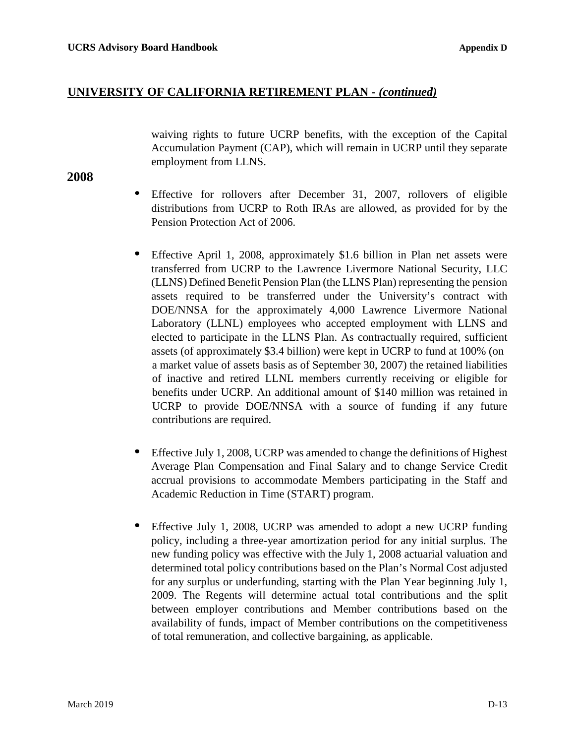## UNIVERSITY OF CALIFORNIA RETIREMENT PLAN - *(continued)*

waiving rights to future UCRP benefits, with the exception of the Capital Accumulation Payment (CAP), which will remain in UCRP until they separate employment from LLNS.

**2008**

- Effective for rollovers after December 31, 2007, rollovers of eligible distributions from UCRP to Roth IRAs are allowed, as provided for by the Pension Protection Act of 2006.

- Effective April 1, 2008, approximately $1.6 billion in Plan net assets were transferred from UCRP to the Lawrence Livermore National Security, LLC (LLNS) Defined Benefit Pension Plan (the LLNS Plan) representing the pension assets required to be transferred under the University's contract with DOE/NNSA for the approximately 4,000 Lawrence Livermore National Laboratory (LLNL) employees who accepted employment with LLNS and elected to participate in the LLNS Plan. As contractually required, sufficient assets (of approximately $3.4 billion) were kept in UCRP to fund at 100% (on a market value of assets basis as of September 30, 2007) the retained liabilities of inactive and retired LLNL members currently receiving or eligible for benefits under UCRP. An additional amount of $140 million was retained in UCRP to provide DOE/NNSA with a source of funding if any future contributions are required.

- Effective July 1, 2008, UCRP was amended to change the definitions of Highest Average Plan Compensation and Final Salary and to change Service Credit accrual provisions to accommodate Members participating in the Staff and Academic Reduction in Time (START) program.

- Effective July 1, 2008, UCRP was amended to adopt a new UCRP funding policy, including a three-year amortization period for any initial surplus. The new funding policy was effective with the July 1, 2008 actuarial valuation and determined total policy contributions based on the Plan's Normal Cost adjusted for any surplus or underfunding, starting with the Plan Year beginning July 1, 2009. The Regents will determine actual total contributions and the split between employer contributions and Member contributions based on the availability of funds, impact of Member contributions on the competitiveness of total remuneration, and collective bargaining, as applicable.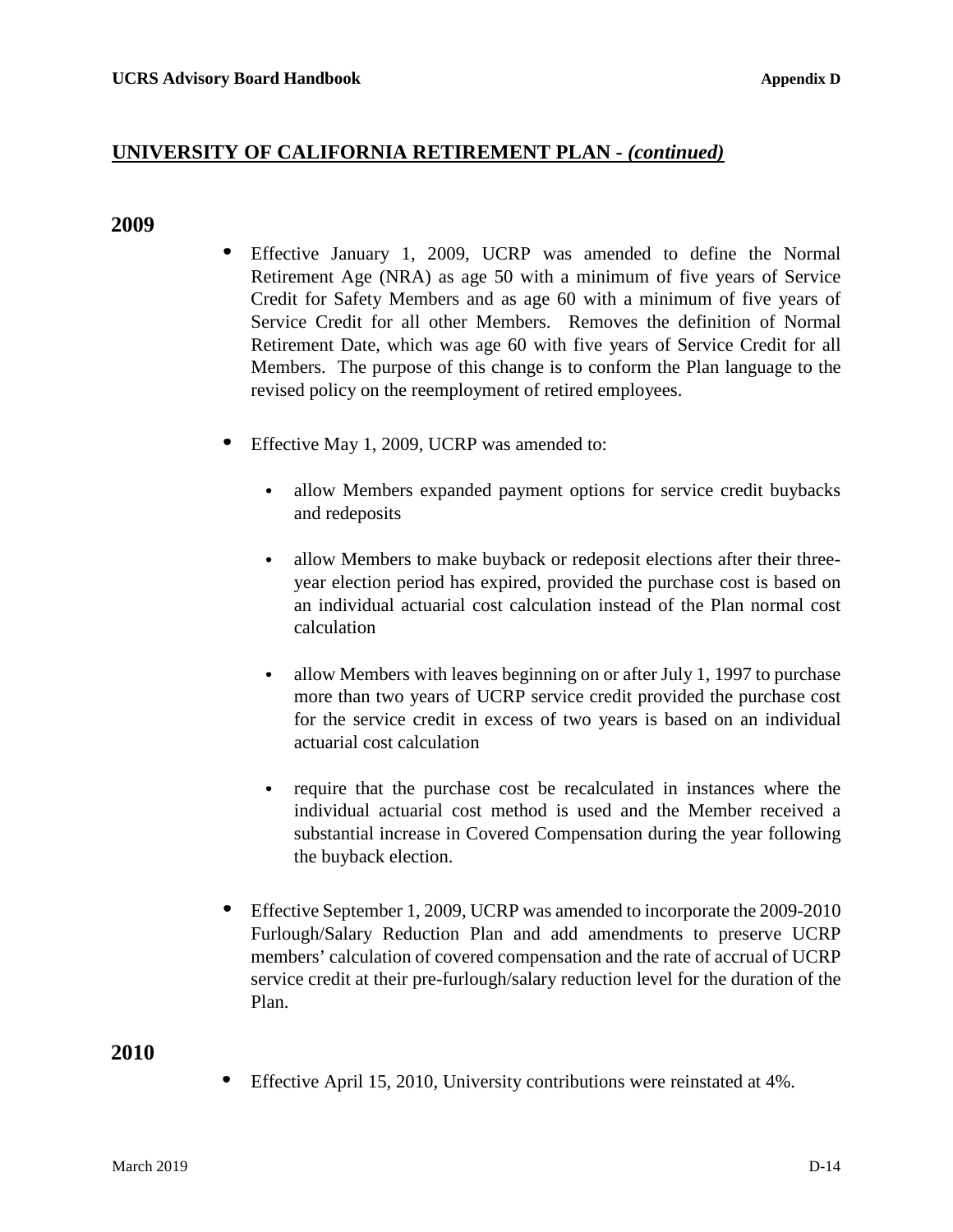## UNIVERSITY OF CALIFORNIA RETIREMENT PLAN - *(continued)*

### 2009

- Effective January 1, 2009, UCRP was amended to define the Normal Retirement Age (NRA) as age 50 with a minimum of five years of Service Credit for Safety Members and as age 60 with a minimum of five years of Service Credit for all other Members. Removes the definition of Normal Retirement Date, which was age 60 with five years of Service Credit for all Members. The purpose of this change is to conform the Plan language to the revised policy on the reemployment of retired employees.

- Effective May 1, 2009, UCRP was amended to:

  - allow Members expanded payment options for service credit buybacks and redeposits

  - allow Members to make buyback or redeposit elections after their three-year election period has expired, provided the purchase cost is based on an individual actuarial cost calculation instead of the Plan normal cost calculation

  - allow Members with leaves beginning on or after July 1, 1997 to purchase more than two years of UCRP service credit provided the purchase cost for the service credit in excess of two years is based on an individual actuarial cost calculation

  - require that the purchase cost be recalculated in instances where the individual actuarial cost method is used and the Member received a substantial increase in Covered Compensation during the year following the buyback election.

- Effective September 1, 2009, UCRP was amended to incorporate the 2009-2010 Furlough/Salary Reduction Plan and add amendments to preserve UCRP members' calculation of covered compensation and the rate of accrual of UCRP service credit at their pre-furlough/salary reduction level for the duration of the Plan.

### 2010

- Effective April 15, 2010, University contributions were reinstated at 4%.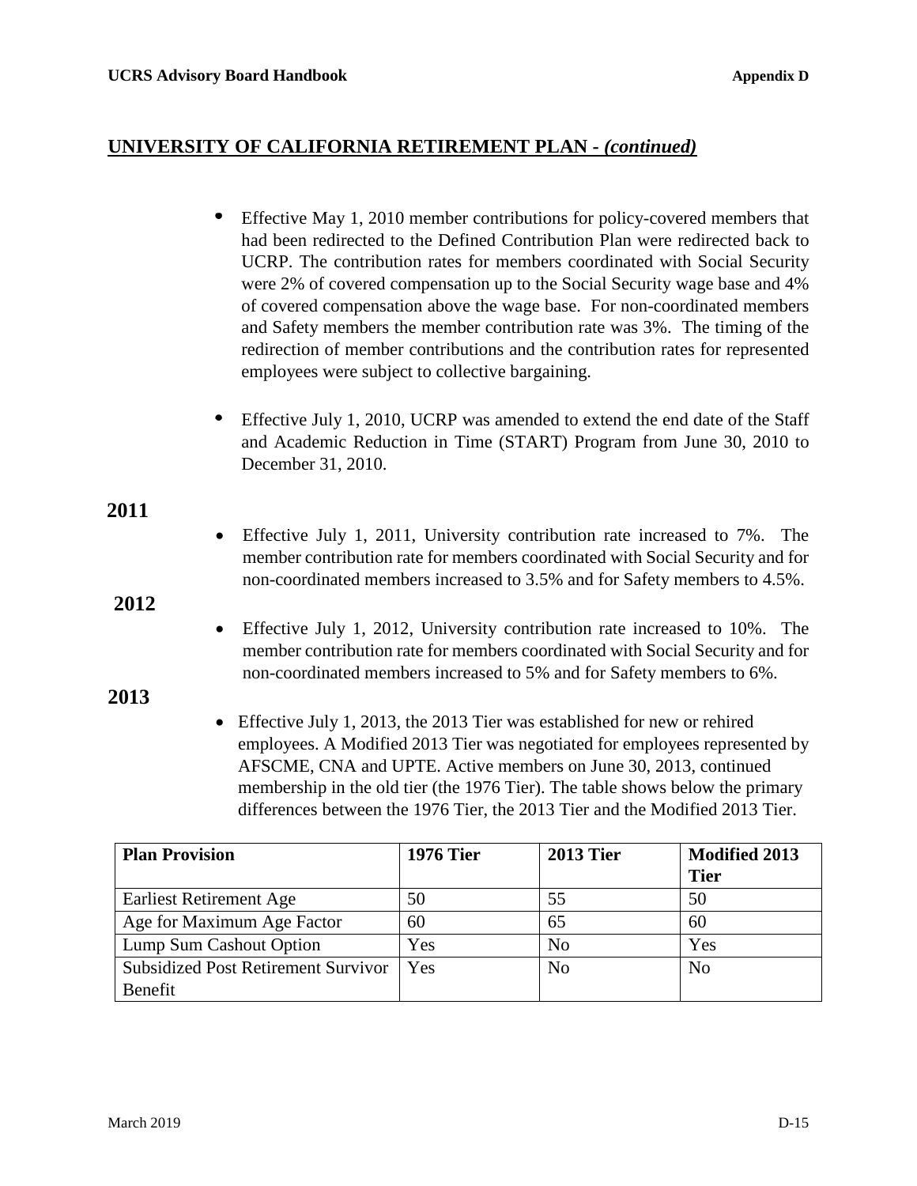## UNIVERSITY OF CALIFORNIA RETIREMENT PLAN - *(continued)*

- Effective May 1, 2010 member contributions for policy-covered members that had been redirected to the Defined Contribution Plan were redirected back to UCRP. The contribution rates for members coordinated with Social Security were 2% of covered compensation up to the Social Security wage base and 4% of covered compensation above the wage base. For non-coordinated members and Safety members the member contribution rate was 3%. The timing of the redirection of member contributions and the contribution rates for represented employees were subject to collective bargaining.

- Effective July 1, 2010, UCRP was amended to extend the end date of the Staff and Academic Reduction in Time (START) Program from June 30, 2010 to December 31, 2010.

**2011**

- Effective July 1, 2011, University contribution rate increased to 7%. The member contribution rate for members coordinated with Social Security and for non-coordinated members increased to 3.5% and for Safety members to 4.5%.

**2012**

- Effective July 1, 2012, University contribution rate increased to 10%. The member contribution rate for members coordinated with Social Security and for non-coordinated members increased to 5% and for Safety members to 6%.

**2013**

- Effective July 1, 2013, the 2013 Tier was established for new or rehired employees. A Modified 2013 Tier was negotiated for employees represented by AFSCME, CNA and UPTE. Active members on June 30, 2013, continued membership in the old tier (the 1976 Tier). The table shows below the primary differences between the 1976 Tier, the 2013 Tier and the Modified 2013 Tier.

| Plan Provision | 1976 Tier | 2013 Tier | Modified 2013 Tier |
|---|---|---|---|
| Earliest Retirement Age | 50 | 55 | 50 |
| Age for Maximum Age Factor | 60 | 65 | 60 |
| Lump Sum Cashout Option | Yes | No | Yes |
| Subsidized Post Retirement Survivor Benefit | Yes | No | No |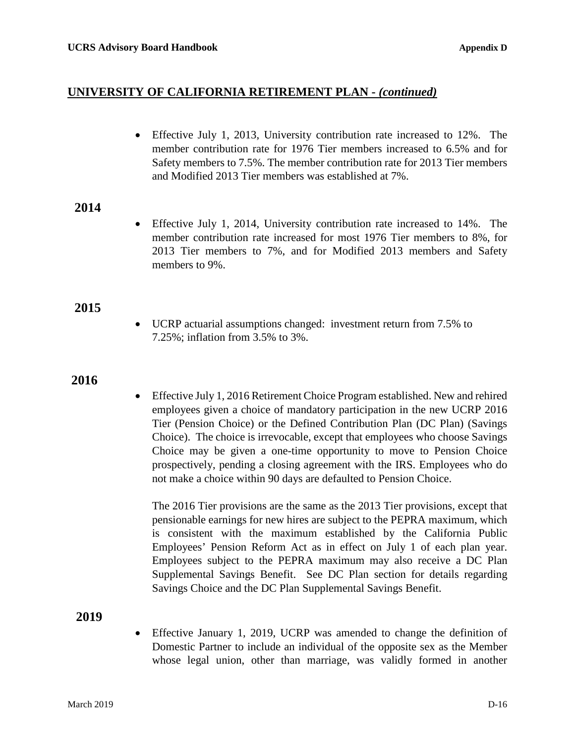## UNIVERSITY OF CALIFORNIA RETIREMENT PLAN - *(continued)*

- Effective July 1, 2013, University contribution rate increased to 12%. The member contribution rate for 1976 Tier members increased to 6.5% and for Safety members to 7.5%. The member contribution rate for 2013 Tier members and Modified 2013 Tier members was established at 7%.

**2014**

- Effective July 1, 2014, University contribution rate increased to 14%. The member contribution rate increased for most 1976 Tier members to 8%, for 2013 Tier members to 7%, and for Modified 2013 members and Safety members to 9%.

**2015**

- UCRP actuarial assumptions changed: investment return from 7.5% to 7.25%; inflation from 3.5% to 3%.

**2016**

- Effective July 1, 2016 Retirement Choice Program established. New and rehired employees given a choice of mandatory participation in the new UCRP 2016 Tier (Pension Choice) or the Defined Contribution Plan (DC Plan) (Savings Choice). The choice is irrevocable, except that employees who choose Savings Choice may be given a one-time opportunity to move to Pension Choice prospectively, pending a closing agreement with the IRS. Employees who do not make a choice within 90 days are defaulted to Pension Choice.

  The 2016 Tier provisions are the same as the 2013 Tier provisions, except that pensionable earnings for new hires are subject to the PEPRA maximum, which is consistent with the maximum established by the California Public Employees' Pension Reform Act as in effect on July 1 of each plan year. Employees subject to the PEPRA maximum may also receive a DC Plan Supplemental Savings Benefit. See DC Plan section for details regarding Savings Choice and the DC Plan Supplemental Savings Benefit.

**2019**

- Effective January 1, 2019, UCRP was amended to change the definition of Domestic Partner to include an individual of the opposite sex as the Member whose legal union, other than marriage, was validly formed in another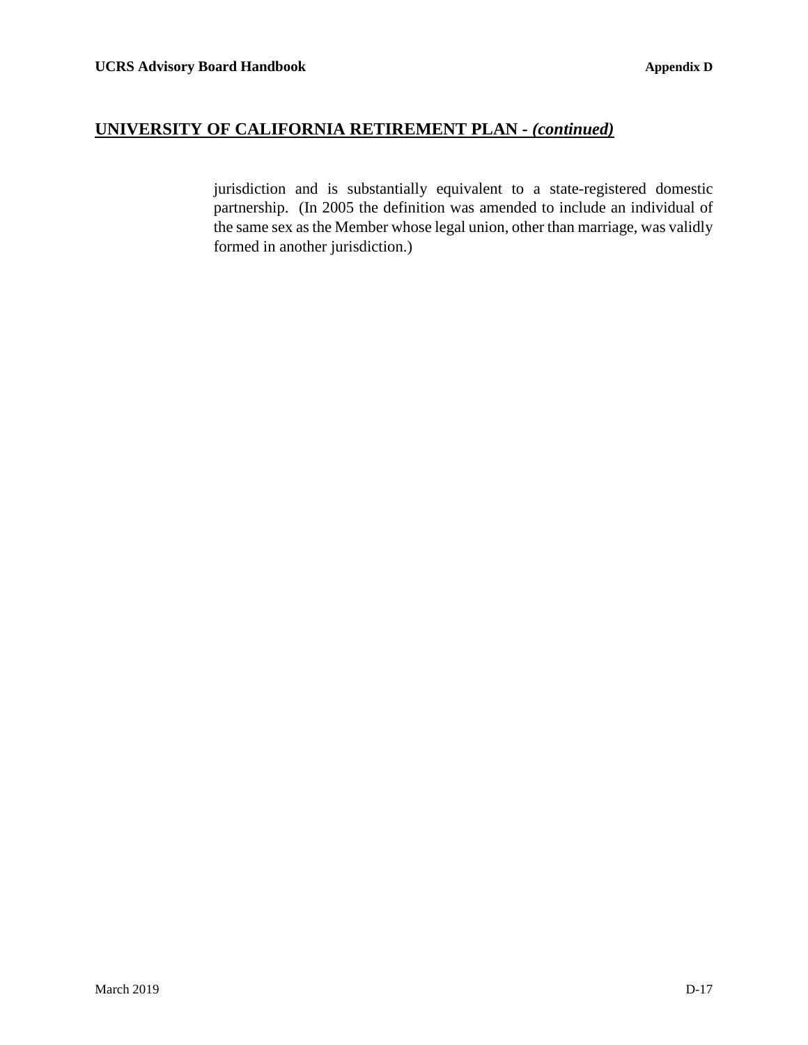## UNIVERSITY OF CALIFORNIA RETIREMENT PLAN - *(continued)*

jurisdiction and is substantially equivalent to a state-registered domestic partnership. (In 2005 the definition was amended to include an individual of the same sex as the Member whose legal union, other than marriage, was validly formed in another jurisdiction.)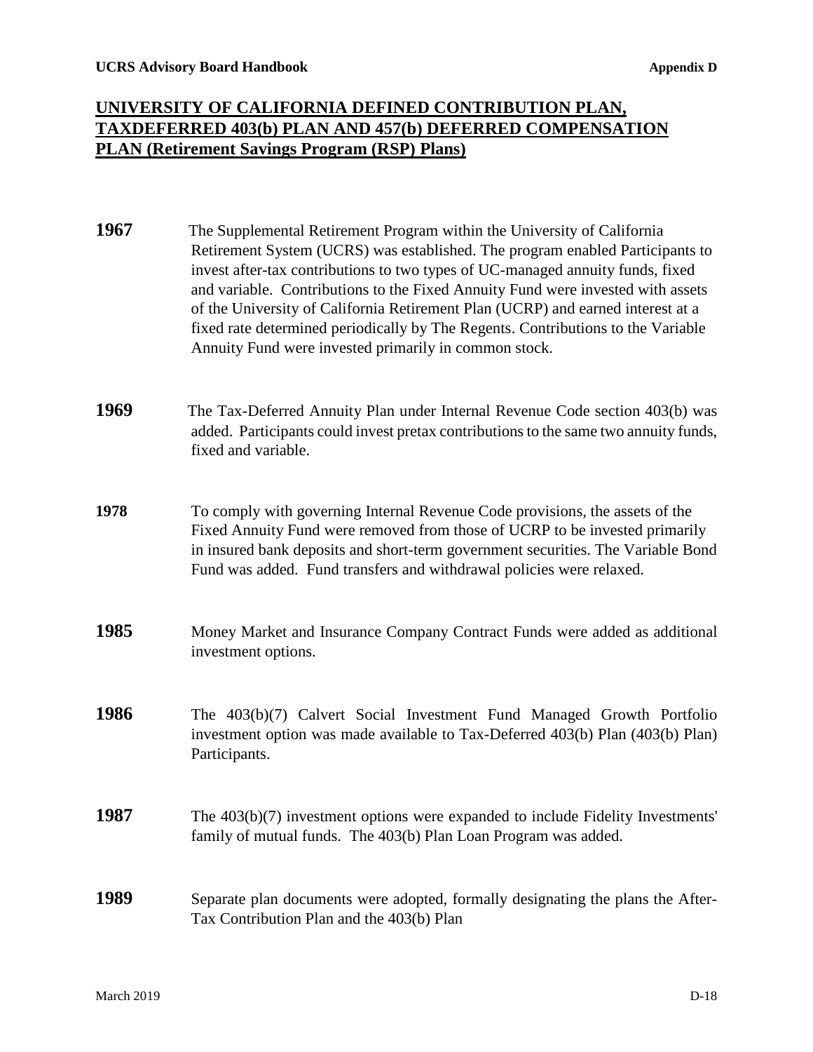## UNIVERSITY OF CALIFORNIA DEFINED CONTRIBUTION PLAN, TAXDEFERRED 403(b) PLAN AND 457(b) DEFERRED COMPENSATION PLAN (Retirement Savings Program (RSP) Plans)

**1967** The Supplemental Retirement Program within the University of California Retirement System (UCRS) was established. The program enabled Participants to invest after-tax contributions to two types of UC-managed annuity funds, fixed and variable. Contributions to the Fixed Annuity Fund were invested with assets of the University of California Retirement Plan (UCRP) and earned interest at a fixed rate determined periodically by The Regents. Contributions to the Variable Annuity Fund were invested primarily in common stock.

**1969** The Tax-Deferred Annuity Plan under Internal Revenue Code section 403(b) was added. Participants could invest pretax contributions to the same two annuity funds, fixed and variable.

**1978** To comply with governing Internal Revenue Code provisions, the assets of the Fixed Annuity Fund were removed from those of UCRP to be invested primarily in insured bank deposits and short-term government securities. The Variable Bond Fund was added. Fund transfers and withdrawal policies were relaxed.

**1985** Money Market and Insurance Company Contract Funds were added as additional investment options.

**1986** The 403(b)(7) Calvert Social Investment Fund Managed Growth Portfolio investment option was made available to Tax-Deferred 403(b) Plan (403(b) Plan) Participants.

**1987** The 403(b)(7) investment options were expanded to include Fidelity Investments' family of mutual funds. The 403(b) Plan Loan Program was added.

**1989** Separate plan documents were adopted, formally designating the plans the After-Tax Contribution Plan and the 403(b) Plan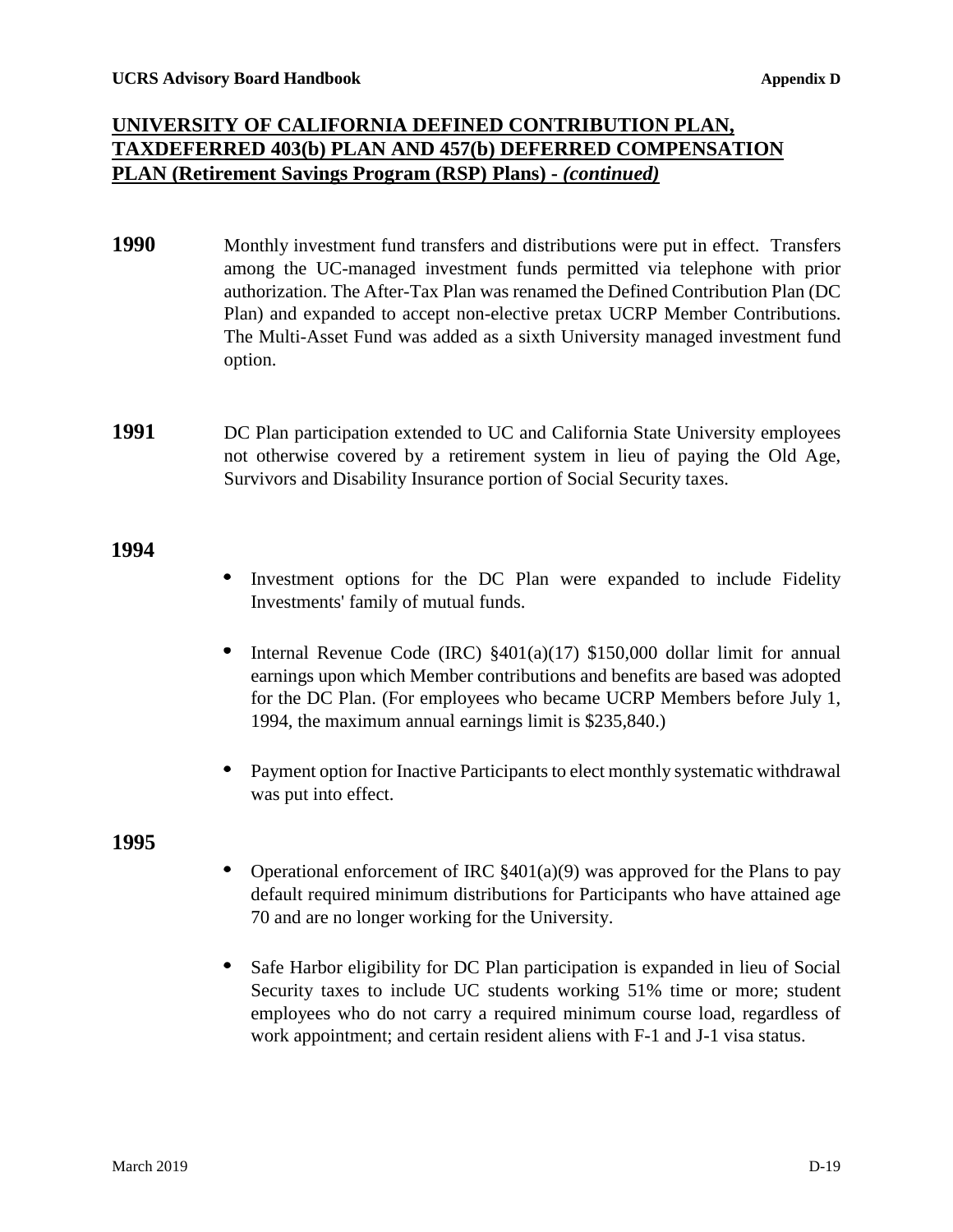## UNIVERSITY OF CALIFORNIA DEFINED CONTRIBUTION PLAN, TAXDEFERRED 403(b) PLAN AND 457(b) DEFERRED COMPENSATION PLAN (Retirement Savings Program (RSP) Plans) - *(continued)*

**1990** Monthly investment fund transfers and distributions were put in effect. Transfers among the UC-managed investment funds permitted via telephone with prior authorization. The After-Tax Plan was renamed the Defined Contribution Plan (DC Plan) and expanded to accept non-elective pretax UCRP Member Contributions. The Multi-Asset Fund was added as a sixth University managed investment fund option.

**1991** DC Plan participation extended to UC and California State University employees not otherwise covered by a retirement system in lieu of paying the Old Age, Survivors and Disability Insurance portion of Social Security taxes.

**1994**

- Investment options for the DC Plan were expanded to include Fidelity Investments' family of mutual funds.
- Internal Revenue Code (IRC) §401(a)(17) $150,000 dollar limit for annual earnings upon which Member contributions and benefits are based was adopted for the DC Plan. (For employees who became UCRP Members before July 1, 1994, the maximum annual earnings limit is $235,840.)
- Payment option for Inactive Participants to elect monthly systematic withdrawal was put into effect.

**1995**

- Operational enforcement of IRC §401(a)(9) was approved for the Plans to pay default required minimum distributions for Participants who have attained age 70 and are no longer working for the University.
- Safe Harbor eligibility for DC Plan participation is expanded in lieu of Social Security taxes to include UC students working 51% time or more; student employees who do not carry a required minimum course load, regardless of work appointment; and certain resident aliens with F-1 and J-1 visa status.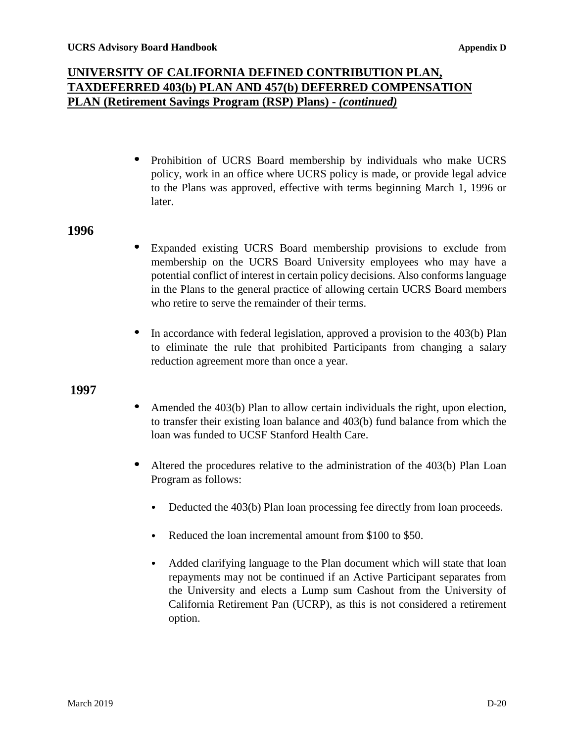## UNIVERSITY OF CALIFORNIA DEFINED CONTRIBUTION PLAN, TAXDEFERRED 403(b) PLAN AND 457(b) DEFERRED COMPENSATION PLAN (Retirement Savings Program (RSP) Plans) - *(continued)*

- Prohibition of UCRS Board membership by individuals who make UCRS policy, work in an office where UCRS policy is made, or provide legal advice to the Plans was approved, effective with terms beginning March 1, 1996 or later.

**1996**

- Expanded existing UCRS Board membership provisions to exclude from membership on the UCRS Board University employees who may have a potential conflict of interest in certain policy decisions. Also conforms language in the Plans to the general practice of allowing certain UCRS Board members who retire to serve the remainder of their terms.

- In accordance with federal legislation, approved a provision to the 403(b) Plan to eliminate the rule that prohibited Participants from changing a salary reduction agreement more than once a year.

**1997**

- Amended the 403(b) Plan to allow certain individuals the right, upon election, to transfer their existing loan balance and 403(b) fund balance from which the loan was funded to UCSF Stanford Health Care.

- Altered the procedures relative to the administration of the 403(b) Plan Loan Program as follows:

  - Deducted the 403(b) Plan loan processing fee directly from loan proceeds.

  - Reduced the loan incremental amount from $100 to $50.

  - Added clarifying language to the Plan document which will state that loan repayments may not be continued if an Active Participant separates from the University and elects a Lump sum Cashout from the University of California Retirement Pan (UCRP), as this is not considered a retirement option.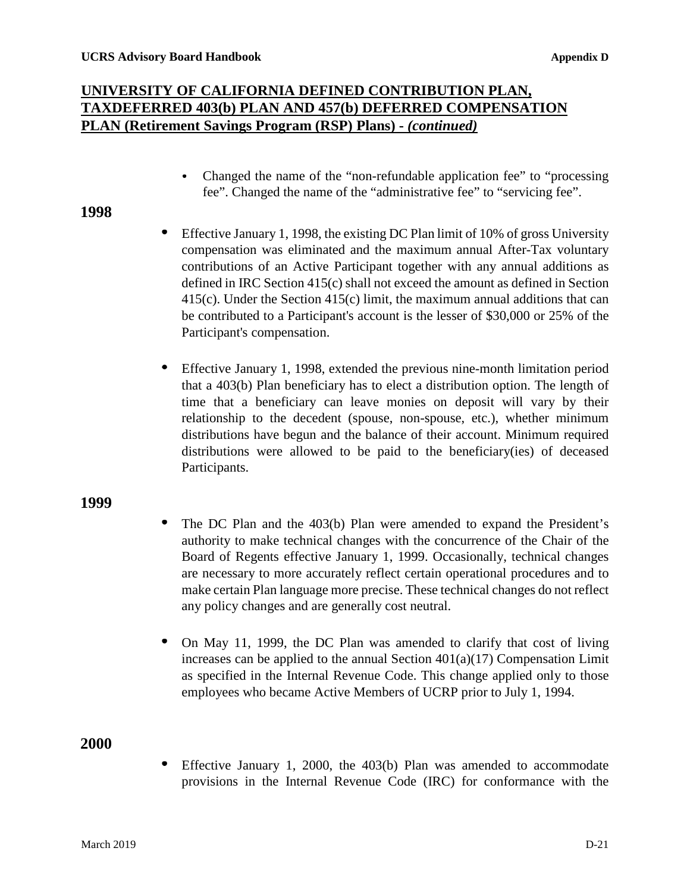## UNIVERSITY OF CALIFORNIA DEFINED CONTRIBUTION PLAN, TAXDEFERRED 403(b) PLAN AND 457(b) DEFERRED COMPENSATION PLAN (Retirement Savings Program (RSP) Plans) - *(continued)*

- Changed the name of the "non-refundable application fee" to "processing fee". Changed the name of the "administrative fee" to "servicing fee".

**1998**

- Effective January 1, 1998, the existing DC Plan limit of 10% of gross University compensation was eliminated and the maximum annual After-Tax voluntary contributions of an Active Participant together with any annual additions as defined in IRC Section 415(c) shall not exceed the amount as defined in Section 415(c). Under the Section 415(c) limit, the maximum annual additions that can be contributed to a Participant's account is the lesser of $30,000 or 25% of the Participant's compensation.

- Effective January 1, 1998, extended the previous nine-month limitation period that a 403(b) Plan beneficiary has to elect a distribution option. The length of time that a beneficiary can leave monies on deposit will vary by their relationship to the decedent (spouse, non-spouse, etc.), whether minimum distributions have begun and the balance of their account. Minimum required distributions were allowed to be paid to the beneficiary(ies) of deceased Participants.

**1999**

- The DC Plan and the 403(b) Plan were amended to expand the President's authority to make technical changes with the concurrence of the Chair of the Board of Regents effective January 1, 1999. Occasionally, technical changes are necessary to more accurately reflect certain operational procedures and to make certain Plan language more precise. These technical changes do not reflect any policy changes and are generally cost neutral.

- On May 11, 1999, the DC Plan was amended to clarify that cost of living increases can be applied to the annual Section 401(a)(17) Compensation Limit as specified in the Internal Revenue Code. This change applied only to those employees who became Active Members of UCRP prior to July 1, 1994.

**2000**

- Effective January 1, 2000, the 403(b) Plan was amended to accommodate provisions in the Internal Revenue Code (IRC) for conformance with the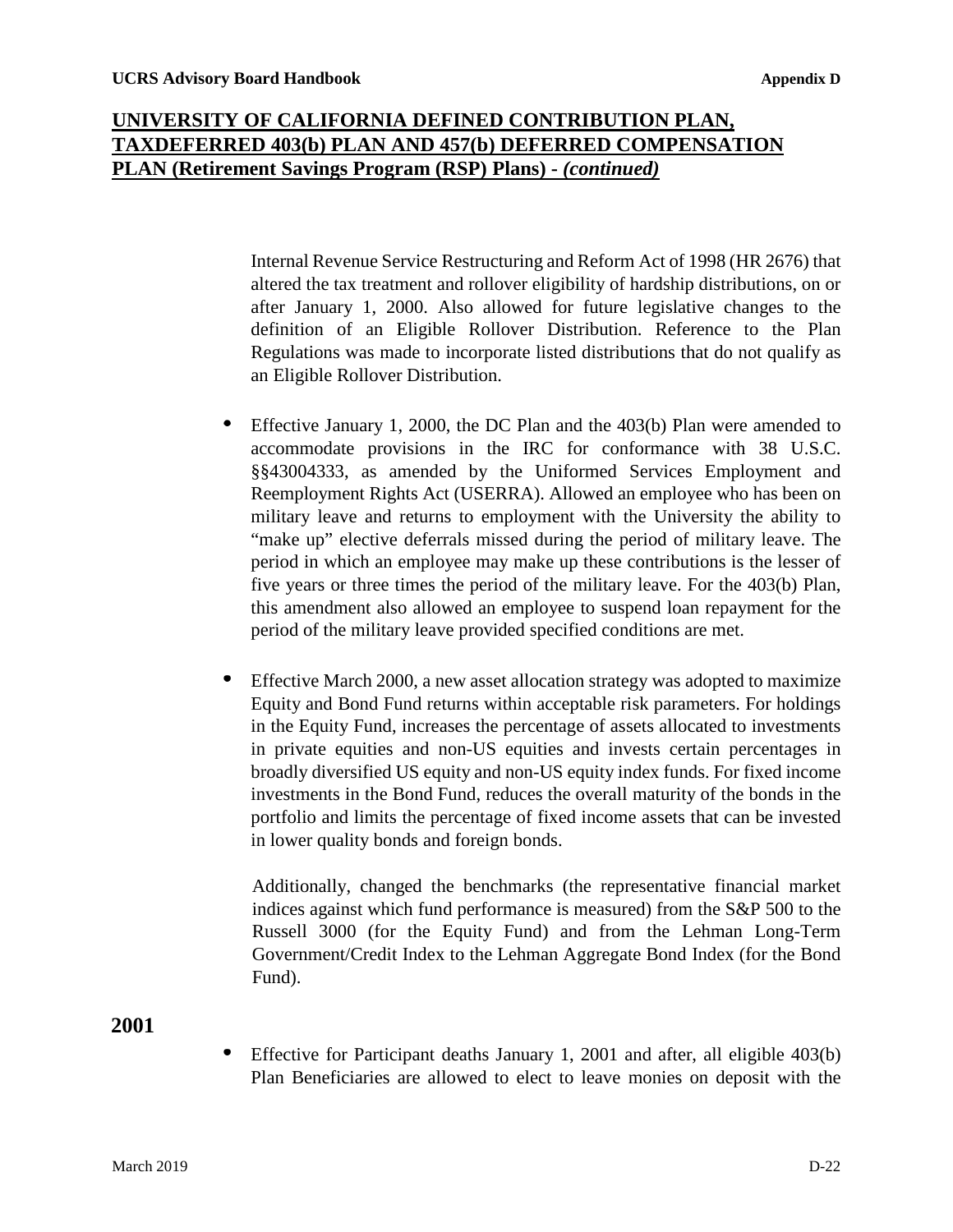## UNIVERSITY OF CALIFORNIA DEFINED CONTRIBUTION PLAN, TAXDEFERRED 403(b) PLAN AND 457(b) DEFERRED COMPENSATION PLAN (Retirement Savings Program (RSP) Plans) - *(continued)*

Internal Revenue Service Restructuring and Reform Act of 1998 (HR 2676) that altered the tax treatment and rollover eligibility of hardship distributions, on or after January 1, 2000. Also allowed for future legislative changes to the definition of an Eligible Rollover Distribution. Reference to the Plan Regulations was made to incorporate listed distributions that do not qualify as an Eligible Rollover Distribution.

- Effective January 1, 2000, the DC Plan and the 403(b) Plan were amended to accommodate provisions in the IRC for conformance with 38 U.S.C. §§43004333, as amended by the Uniformed Services Employment and Reemployment Rights Act (USERRA). Allowed an employee who has been on military leave and returns to employment with the University the ability to "make up" elective deferrals missed during the period of military leave. The period in which an employee may make up these contributions is the lesser of five years or three times the period of the military leave. For the 403(b) Plan, this amendment also allowed an employee to suspend loan repayment for the period of the military leave provided specified conditions are met.

- Effective March 2000, a new asset allocation strategy was adopted to maximize Equity and Bond Fund returns within acceptable risk parameters. For holdings in the Equity Fund, increases the percentage of assets allocated to investments in private equities and non-US equities and invests certain percentages in broadly diversified US equity and non-US equity index funds. For fixed income investments in the Bond Fund, reduces the overall maturity of the bonds in the portfolio and limits the percentage of fixed income assets that can be invested in lower quality bonds and foreign bonds.

  Additionally, changed the benchmarks (the representative financial market indices against which fund performance is measured) from the S&P 500 to the Russell 3000 (for the Equity Fund) and from the Lehman Long-Term Government/Credit Index to the Lehman Aggregate Bond Index (for the Bond Fund).

### 2001

- Effective for Participant deaths January 1, 2001 and after, all eligible 403(b) Plan Beneficiaries are allowed to elect to leave monies on deposit with the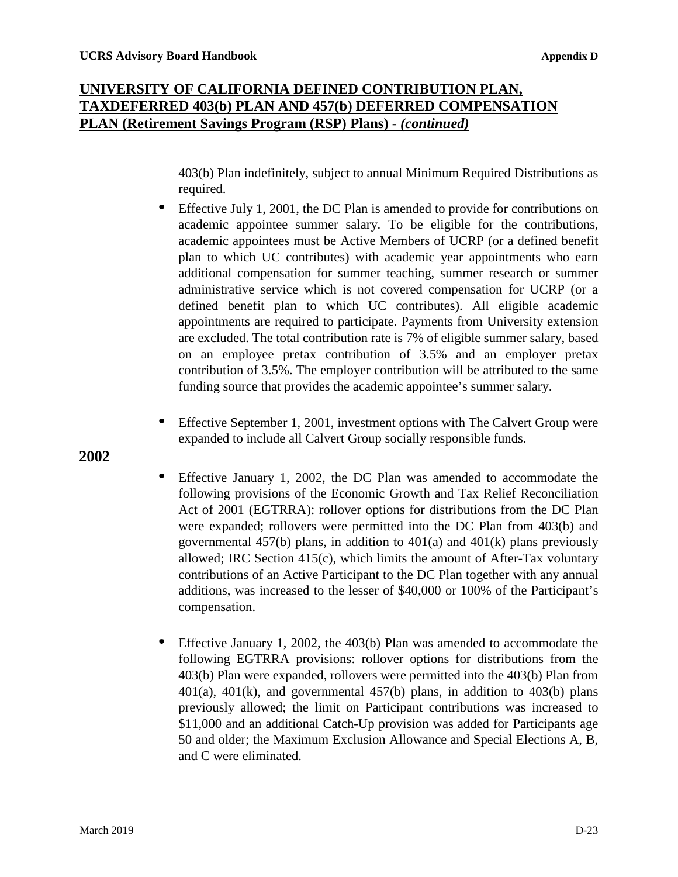**UNIVERSITY OF CALIFORNIA DEFINED CONTRIBUTION PLAN, TAXDEFERRED 403(b) PLAN AND 457(b) DEFERRED COMPENSATION PLAN (Retirement Savings Program (RSP) Plans) -** ***(continued)***

403(b) Plan indefinitely, subject to annual Minimum Required Distributions as required.

- Effective July 1, 2001, the DC Plan is amended to provide for contributions on academic appointee summer salary. To be eligible for the contributions, academic appointees must be Active Members of UCRP (or a defined benefit plan to which UC contributes) with academic year appointments who earn additional compensation for summer teaching, summer research or summer administrative service which is not covered compensation for UCRP (or a defined benefit plan to which UC contributes). All eligible academic appointments are required to participate. Payments from University extension are excluded. The total contribution rate is 7% of eligible summer salary, based on an employee pretax contribution of 3.5% and an employer pretax contribution of 3.5%. The employer contribution will be attributed to the same funding source that provides the academic appointee's summer salary.

- Effective September 1, 2001, investment options with The Calvert Group were expanded to include all Calvert Group socially responsible funds.

**2002**

- Effective January 1, 2002, the DC Plan was amended to accommodate the following provisions of the Economic Growth and Tax Relief Reconciliation Act of 2001 (EGTRRA): rollover options for distributions from the DC Plan were expanded; rollovers were permitted into the DC Plan from 403(b) and governmental 457(b) plans, in addition to 401(a) and 401(k) plans previously allowed; IRC Section 415(c), which limits the amount of After-Tax voluntary contributions of an Active Participant to the DC Plan together with any annual additions, was increased to the lesser of $40,000 or 100% of the Participant's compensation.

- Effective January 1, 2002, the 403(b) Plan was amended to accommodate the following EGTRRA provisions: rollover options for distributions from the 403(b) Plan were expanded, rollovers were permitted into the 403(b) Plan from 401(a), 401(k), and governmental 457(b) plans, in addition to 403(b) plans previously allowed; the limit on Participant contributions was increased to $11,000 and an additional Catch-Up provision was added for Participants age 50 and older; the Maximum Exclusion Allowance and Special Elections A, B, and C were eliminated.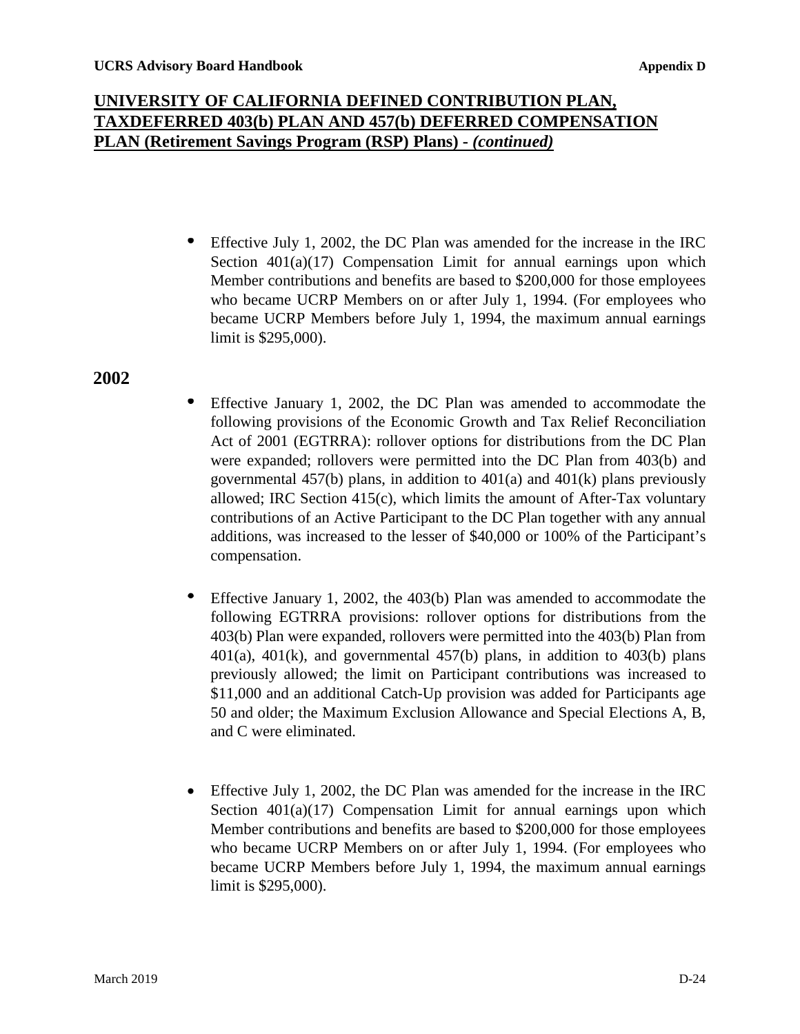## UNIVERSITY OF CALIFORNIA DEFINED CONTRIBUTION PLAN, TAXDEFERRED 403(b) PLAN AND 457(b) DEFERRED COMPENSATION PLAN (Retirement Savings Program (RSP) Plans) - *(continued)*

- Effective July 1, 2002, the DC Plan was amended for the increase in the IRC Section 401(a)(17) Compensation Limit for annual earnings upon which Member contributions and benefits are based to $200,000 for those employees who became UCRP Members on or after July 1, 1994. (For employees who became UCRP Members before July 1, 1994, the maximum annual earnings limit is $295,000).

### 2002

- Effective January 1, 2002, the DC Plan was amended to accommodate the following provisions of the Economic Growth and Tax Relief Reconciliation Act of 2001 (EGTRRA): rollover options for distributions from the DC Plan were expanded; rollovers were permitted into the DC Plan from 403(b) and governmental 457(b) plans, in addition to 401(a) and 401(k) plans previously allowed; IRC Section 415(c), which limits the amount of After-Tax voluntary contributions of an Active Participant to the DC Plan together with any annual additions, was increased to the lesser of $40,000 or 100% of the Participant's compensation.

- Effective January 1, 2002, the 403(b) Plan was amended to accommodate the following EGTRRA provisions: rollover options for distributions from the 403(b) Plan were expanded, rollovers were permitted into the 403(b) Plan from 401(a), 401(k), and governmental 457(b) plans, in addition to 403(b) plans previously allowed; the limit on Participant contributions was increased to $11,000 and an additional Catch-Up provision was added for Participants age 50 and older; the Maximum Exclusion Allowance and Special Elections A, B, and C were eliminated.

- Effective July 1, 2002, the DC Plan was amended for the increase in the IRC Section 401(a)(17) Compensation Limit for annual earnings upon which Member contributions and benefits are based to $200,000 for those employees who became UCRP Members on or after July 1, 1994. (For employees who became UCRP Members before July 1, 1994, the maximum annual earnings limit is $295,000).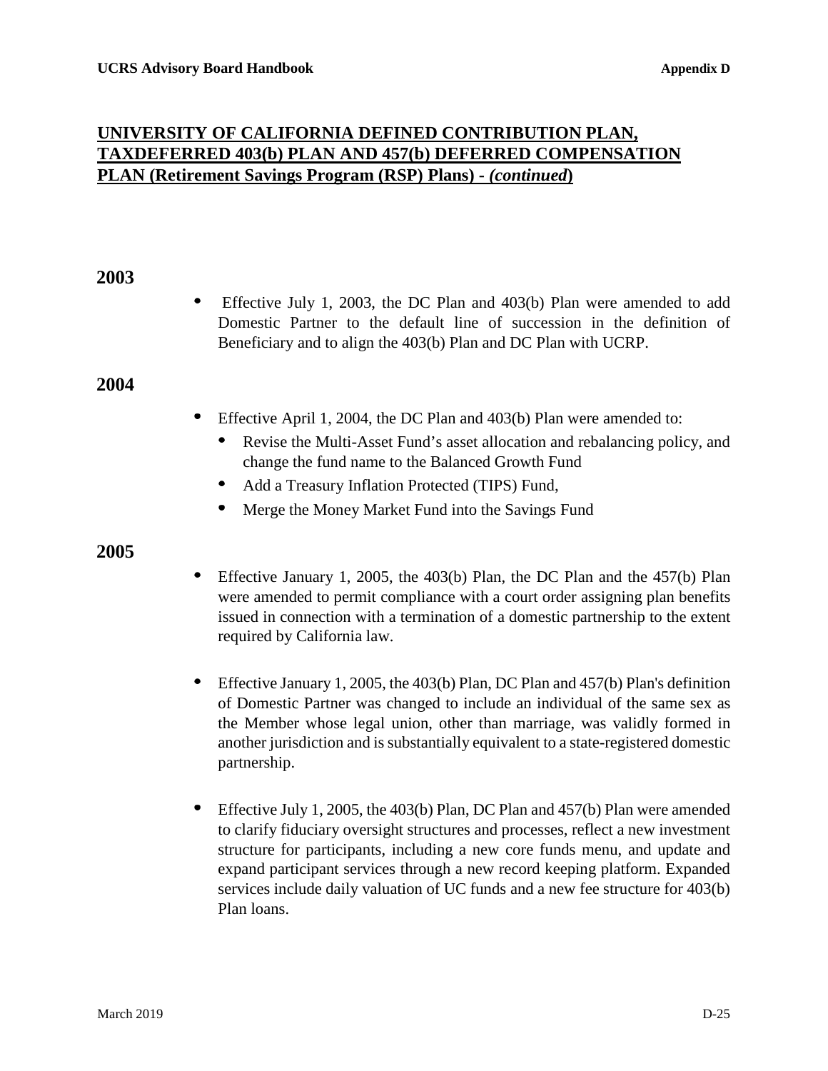## UNIVERSITY OF CALIFORNIA DEFINED CONTRIBUTION PLAN, TAXDEFERRED 403(b) PLAN AND 457(b) DEFERRED COMPENSATION PLAN (Retirement Savings Program (RSP) Plans) - *(continued)*

### 2003

- Effective July 1, 2003, the DC Plan and 403(b) Plan were amended to add Domestic Partner to the default line of succession in the definition of Beneficiary and to align the 403(b) Plan and DC Plan with UCRP.

### 2004

- Effective April 1, 2004, the DC Plan and 403(b) Plan were amended to:
  - Revise the Multi-Asset Fund's asset allocation and rebalancing policy, and change the fund name to the Balanced Growth Fund
  - Add a Treasury Inflation Protected (TIPS) Fund,
  - Merge the Money Market Fund into the Savings Fund

### 2005

- Effective January 1, 2005, the 403(b) Plan, the DC Plan and the 457(b) Plan were amended to permit compliance with a court order assigning plan benefits issued in connection with a termination of a domestic partnership to the extent required by California law.

- Effective January 1, 2005, the 403(b) Plan, DC Plan and 457(b) Plan's definition of Domestic Partner was changed to include an individual of the same sex as the Member whose legal union, other than marriage, was validly formed in another jurisdiction and is substantially equivalent to a state-registered domestic partnership.

- Effective July 1, 2005, the 403(b) Plan, DC Plan and 457(b) Plan were amended to clarify fiduciary oversight structures and processes, reflect a new investment structure for participants, including a new core funds menu, and update and expand participant services through a new record keeping platform. Expanded services include daily valuation of UC funds and a new fee structure for 403(b) Plan loans.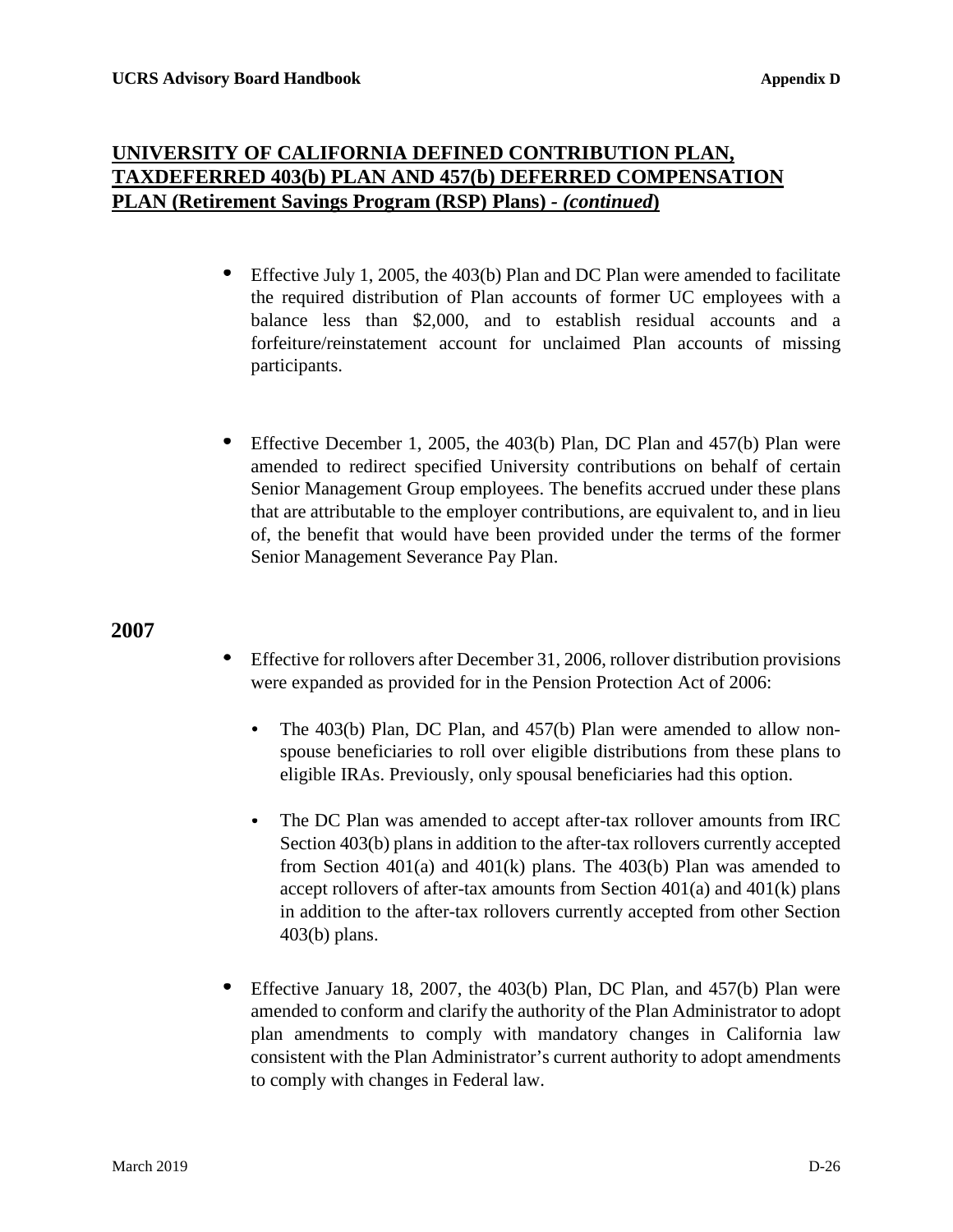## UNIVERSITY OF CALIFORNIA DEFINED CONTRIBUTION PLAN, TAXDEFERRED 403(b) PLAN AND 457(b) DEFERRED COMPENSATION PLAN (Retirement Savings Program (RSP) Plans) - *(continued)*

- Effective July 1, 2005, the 403(b) Plan and DC Plan were amended to facilitate the required distribution of Plan accounts of former UC employees with a balance less than $2,000, and to establish residual accounts and a forfeiture/reinstatement account for unclaimed Plan accounts of missing participants.

- Effective December 1, 2005, the 403(b) Plan, DC Plan and 457(b) Plan were amended to redirect specified University contributions on behalf of certain Senior Management Group employees. The benefits accrued under these plans that are attributable to the employer contributions, are equivalent to, and in lieu of, the benefit that would have been provided under the terms of the former Senior Management Severance Pay Plan.

### 2007

- Effective for rollovers after December 31, 2006, rollover distribution provisions were expanded as provided for in the Pension Protection Act of 2006:
  - The 403(b) Plan, DC Plan, and 457(b) Plan were amended to allow non-spouse beneficiaries to roll over eligible distributions from these plans to eligible IRAs. Previously, only spousal beneficiaries had this option.
  - The DC Plan was amended to accept after-tax rollover amounts from IRC Section 403(b) plans in addition to the after-tax rollovers currently accepted from Section 401(a) and 401(k) plans. The 403(b) Plan was amended to accept rollovers of after-tax amounts from Section 401(a) and 401(k) plans in addition to the after-tax rollovers currently accepted from other Section 403(b) plans.

- Effective January 18, 2007, the 403(b) Plan, DC Plan, and 457(b) Plan were amended to conform and clarify the authority of the Plan Administrator to adopt plan amendments to comply with mandatory changes in California law consistent with the Plan Administrator's current authority to adopt amendments to comply with changes in Federal law.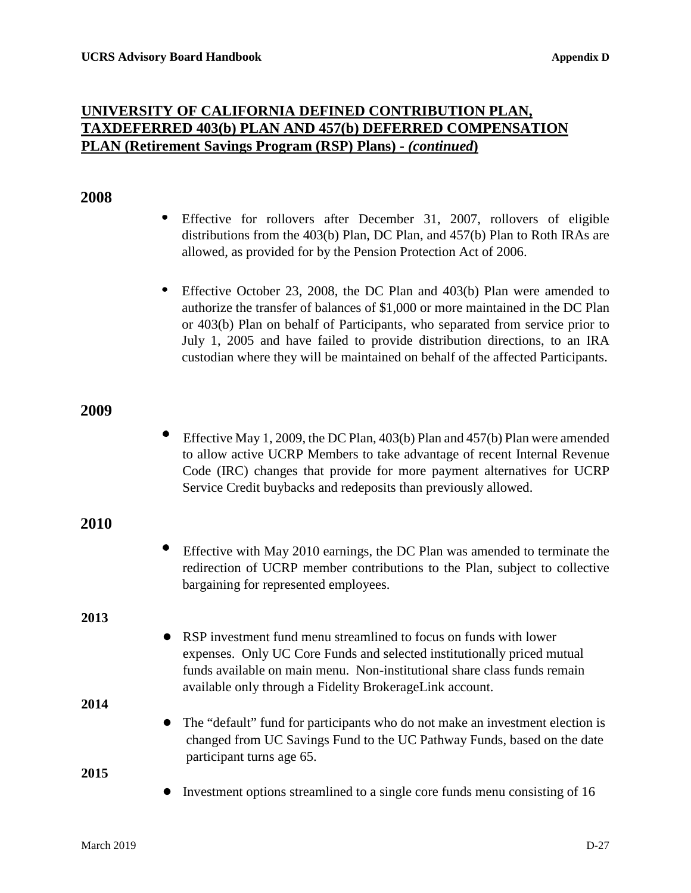## UNIVERSITY OF CALIFORNIA DEFINED CONTRIBUTION PLAN, TAXDEFERRED 403(b) PLAN AND 457(b) DEFERRED COMPENSATION PLAN (Retirement Savings Program (RSP) Plans) - *(continued*)

### 2008

- Effective for rollovers after December 31, 2007, rollovers of eligible distributions from the 403(b) Plan, DC Plan, and 457(b) Plan to Roth IRAs are allowed, as provided for by the Pension Protection Act of 2006.

- Effective October 23, 2008, the DC Plan and 403(b) Plan were amended to authorize the transfer of balances of $1,000 or more maintained in the DC Plan or 403(b) Plan on behalf of Participants, who separated from service prior to July 1, 2005 and have failed to provide distribution directions, to an IRA custodian where they will be maintained on behalf of the affected Participants.

### 2009

- Effective May 1, 2009, the DC Plan, 403(b) Plan and 457(b) Plan were amended to allow active UCRP Members to take advantage of recent Internal Revenue Code (IRC) changes that provide for more payment alternatives for UCRP Service Credit buybacks and redeposits than previously allowed.

### 2010

- Effective with May 2010 earnings, the DC Plan was amended to terminate the redirection of UCRP member contributions to the Plan, subject to collective bargaining for represented employees.

**2013**

- RSP investment fund menu streamlined to focus on funds with lower expenses. Only UC Core Funds and selected institutionally priced mutual funds available on main menu. Non-institutional share class funds remain available only through a Fidelity BrokerageLink account.

**2014**

- The "default" fund for participants who do not make an investment election is changed from UC Savings Fund to the UC Pathway Funds, based on the date participant turns age 65.

**2015**

- Investment options streamlined to a single core funds menu consisting of 16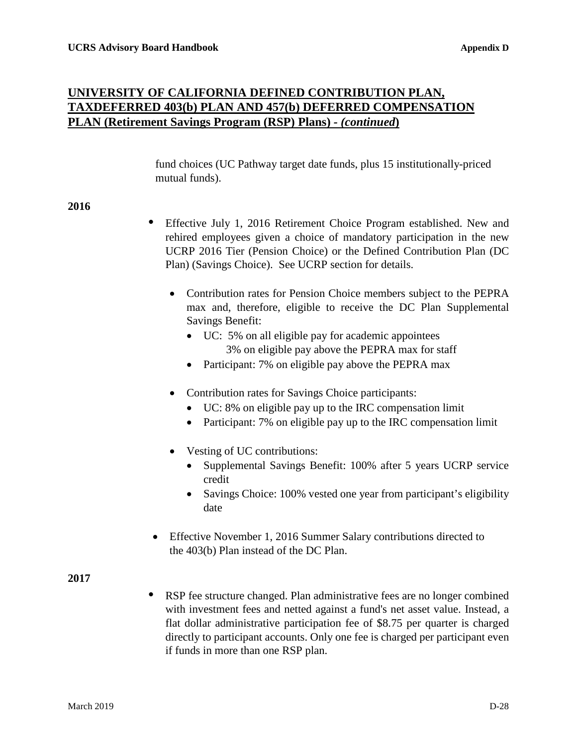## UNIVERSITY OF CALIFORNIA DEFINED CONTRIBUTION PLAN, TAXDEFERRED 403(b) PLAN AND 457(b) DEFERRED COMPENSATION PLAN (Retirement Savings Program (RSP) Plans) - *(continued*)

fund choices (UC Pathway target date funds, plus 15 institutionally-priced mutual funds).

**2016**

- Effective July 1, 2016 Retirement Choice Program established. New and rehired employees given a choice of mandatory participation in the new UCRP 2016 Tier (Pension Choice) or the Defined Contribution Plan (DC Plan) (Savings Choice). See UCRP section for details.
  - Contribution rates for Pension Choice members subject to the PEPRA max and, therefore, eligible to receive the DC Plan Supplemental Savings Benefit:
    - UC: 5% on all eligible pay for academic appointees
      3% on eligible pay above the PEPRA max for staff
    - Participant: 7% on eligible pay above the PEPRA max
  - Contribution rates for Savings Choice participants:
    - UC: 8% on eligible pay up to the IRC compensation limit
    - Participant: 7% on eligible pay up to the IRC compensation limit
  - Vesting of UC contributions:
    - Supplemental Savings Benefit: 100% after 5 years UCRP service credit
    - Savings Choice: 100% vested one year from participant's eligibility date
- Effective November 1, 2016 Summer Salary contributions directed to the 403(b) Plan instead of the DC Plan.

**2017**

- RSP fee structure changed. Plan administrative fees are no longer combined with investment fees and netted against a fund's net asset value. Instead, a flat dollar administrative participation fee of $8.75 per quarter is charged directly to participant accounts. Only one fee is charged per participant even if funds in more than one RSP plan.